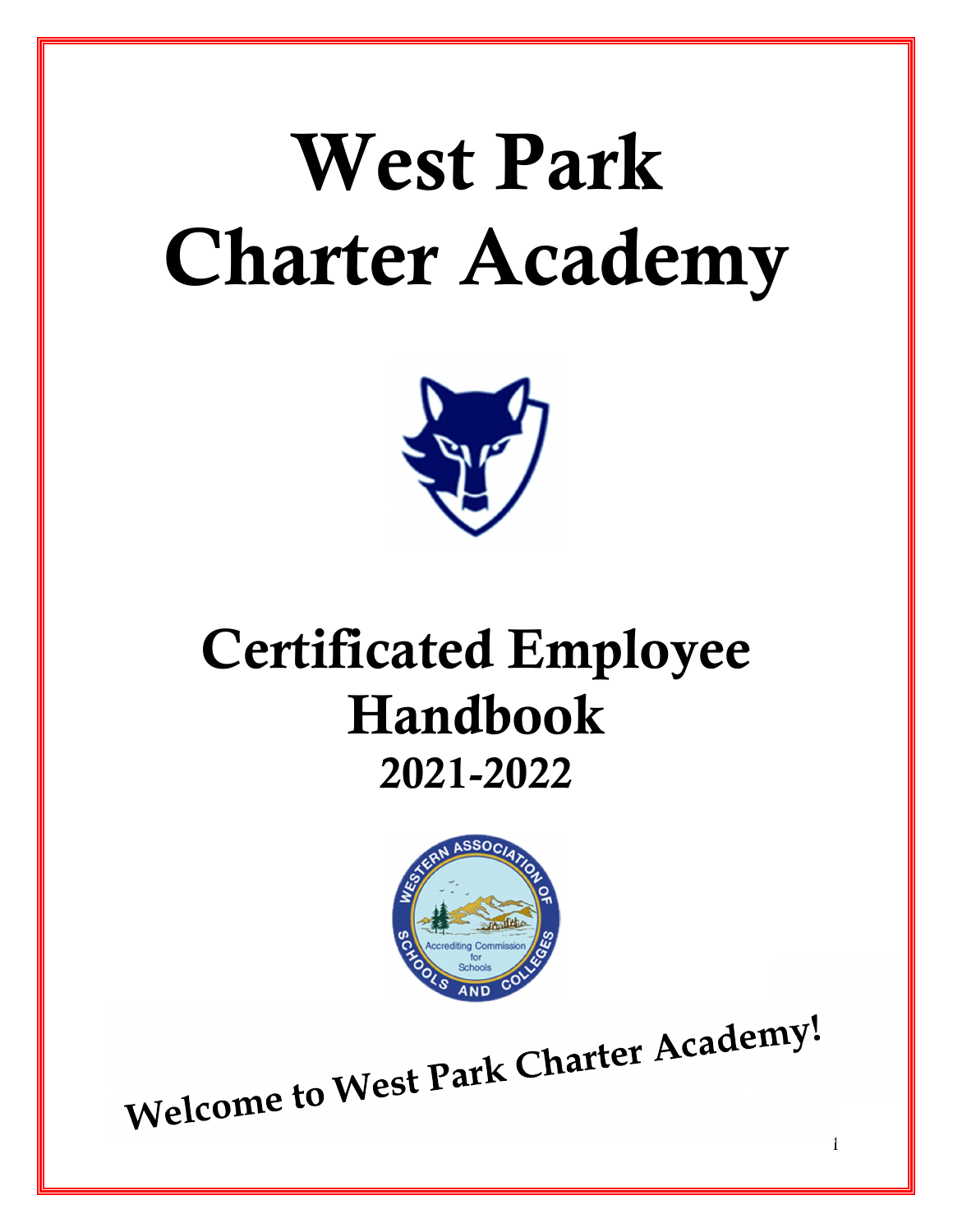# West Park Charter Academy

## Certificated Employee Handbook

## 2021-2022

**Welcome to West Park Charter Academy!**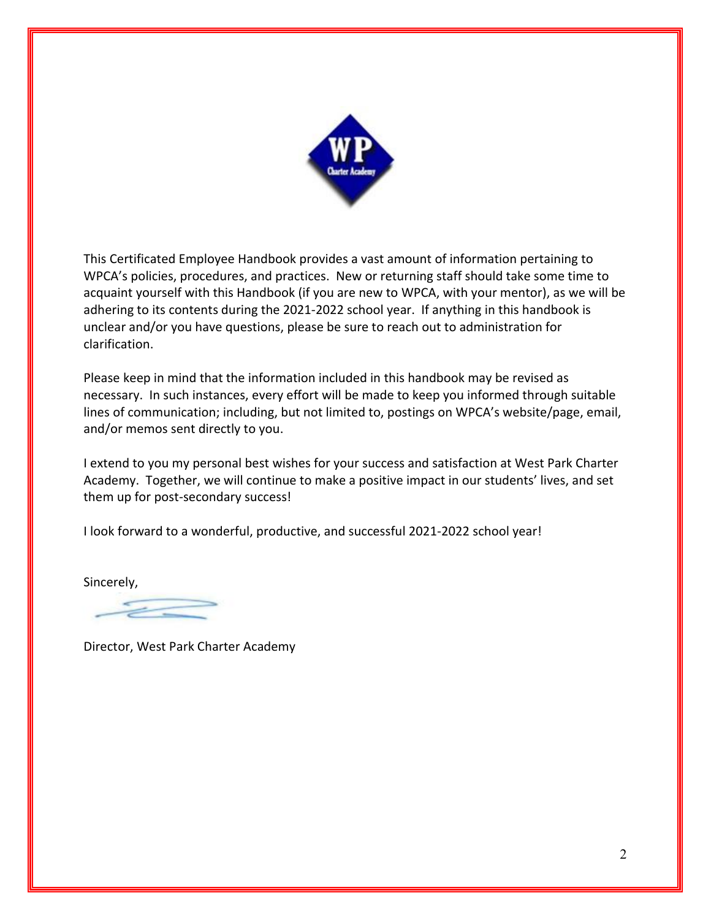This Certificated Employee Handbook provides a vast amount of information pertaining to WPCA's policies, procedures, and practices. New or returning staff should take some time to acquaint yourself with this Handbook (if you are new to WPCA, with your mentor), as we will be adhering to its contents during the 2021-2022 school year. If anything in this handbook is unclear and/or you have questions, please be sure to reach out to administration for clarification.

Please keep in mind that the information included in this handbook may be revised as necessary. In such instances, every effort will be made to keep you informed through suitable lines of communication; including, but not limited to, postings on WPCA's website/page, email, and/or memos sent directly to you.

I extend to you my personal best wishes for your success and satisfaction at West Park Charter Academy. Together, we will continue to make a positive impact in our students' lives, and set them up for post-secondary success!

I look forward to a wonderful, productive, and successful 2021-2022 school year!

Sincerely,

Director, West Park Charter Academy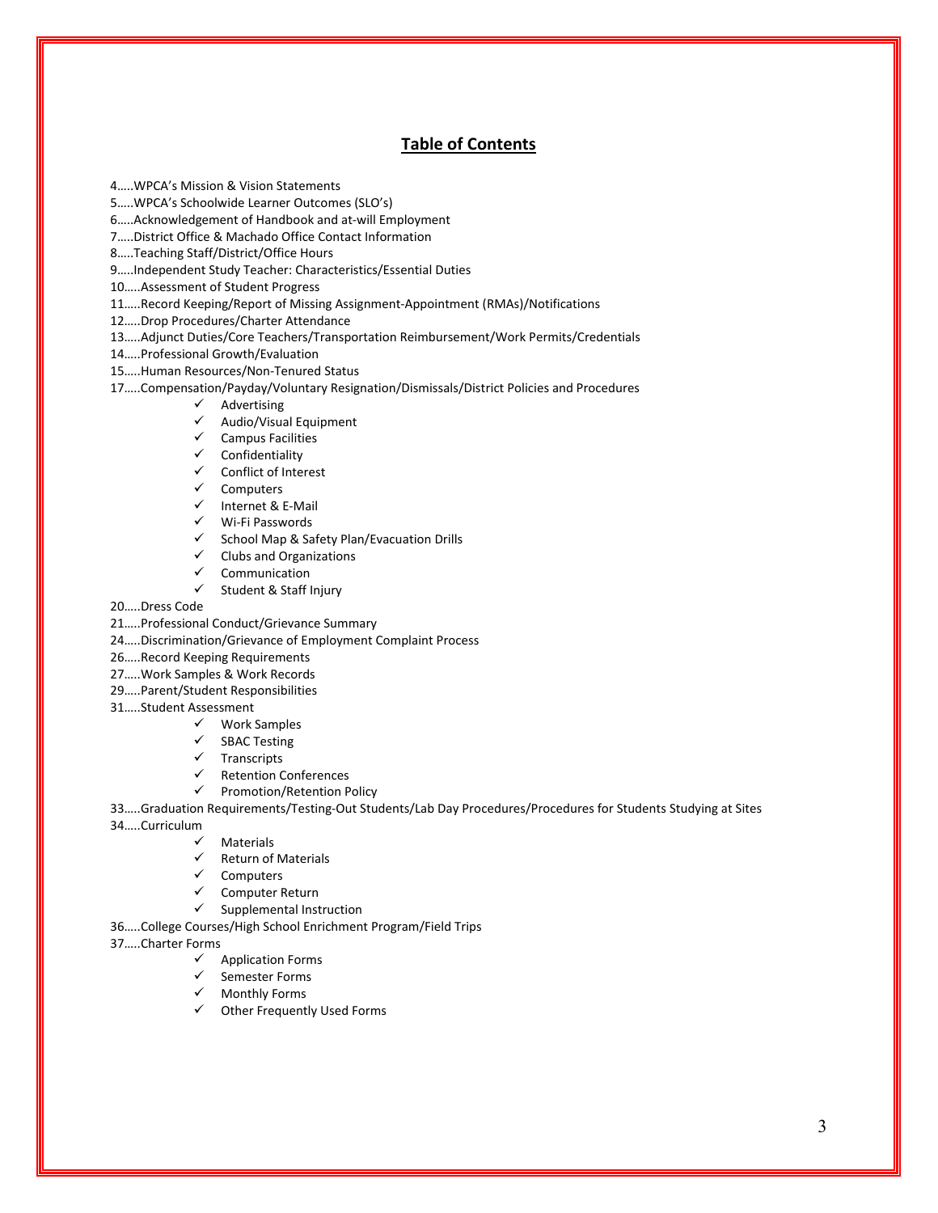## Table of Contents

4…..WPCA's Mission & Vision Statements

5…..WPCA's Schoolwide Learner Outcomes (SLO's)

6…..Acknowledgement of Handbook and at-will Employment

7…..District Office & Machado Office Contact Information

8…..Teaching Staff/District/Office Hours

9…..Independent Study Teacher: Characteristics/Essential Duties

10…..Assessment of Student Progress

11…..Record Keeping/Report of Missing Assignment-Appointment (RMAs)/Notifications

12…..Drop Procedures/Charter Attendance

13…..Adjunct Duties/Core Teachers/Transportation Reimbursement/Work Permits/Credentials

14…..Professional Growth/Evaluation

15…..Human Resources/Non-Tenured Status

17…..Compensation/Payday/Voluntary Resignation/Dismissals/District Policies and Procedures

- ✓ Advertising
- ✓ Audio/Visual Equipment
- ✓ Campus Facilities
- ✓ Confidentiality
- ✓ Conflict of Interest
- ✓ Computers
- ✓ Internet & E-Mail
- ✓ Wi-Fi Passwords
- ✓ School Map & Safety Plan/Evacuation Drills
- ✓ Clubs and Organizations
- ✓ Communication
- ✓ Student & Staff Injury

20…..Dress Code

21…..Professional Conduct/Grievance Summary

24…..Discrimination/Grievance of Employment Complaint Process

26…..Record Keeping Requirements

27…..Work Samples & Work Records

29…..Parent/Student Responsibilities

31…..Student Assessment

- ✓ Work Samples
- ✓ SBAC Testing
- ✓ Transcripts
- ✓ Retention Conferences
- ✓ Promotion/Retention Policy

33…..Graduation Requirements/Testing-Out Students/Lab Day Procedures/Procedures for Students Studying at Sites

34…..Curriculum

- ✓ Materials
- ✓ Return of Materials
- ✓ Computers
- ✓ Computer Return
- ✓ Supplemental Instruction

36…..College Courses/High School Enrichment Program/Field Trips

37…..Charter Forms

- ✓ Application Forms
- ✓ Semester Forms
- ✓ Monthly Forms
- ✓ Other Frequently Used Forms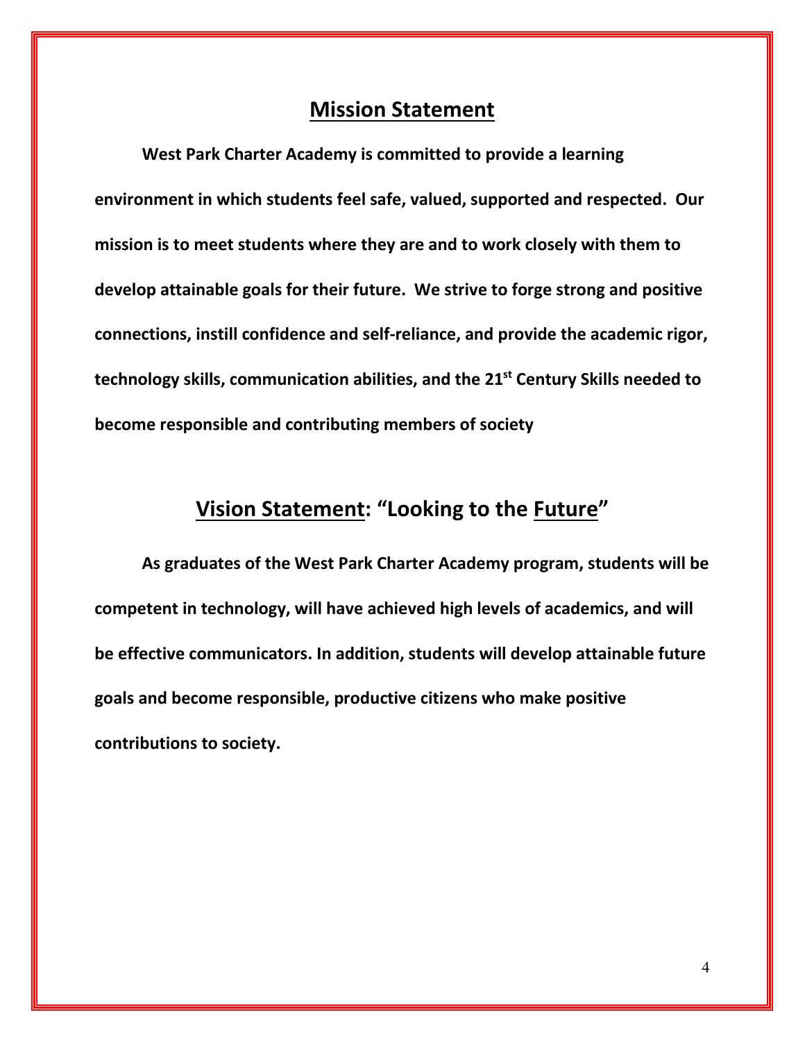## Mission Statement

**West Park Charter Academy is committed to provide a learning environment in which students feel safe, valued, supported and respected. Our mission is to meet students where they are and to work closely with them to develop attainable goals for their future. We strive to forge strong and positive connections, instill confidence and self-reliance, and provide the academic rigor, technology skills, communication abilities, and the 21st Century Skills needed to become responsible and contributing members of society**

## Vision Statement: "Looking to the Future"

**As graduates of the West Park Charter Academy program, students will be competent in technology, will have achieved high levels of academics, and will be effective communicators. In addition, students will develop attainable future goals and become responsible, productive citizens who make positive contributions to society.**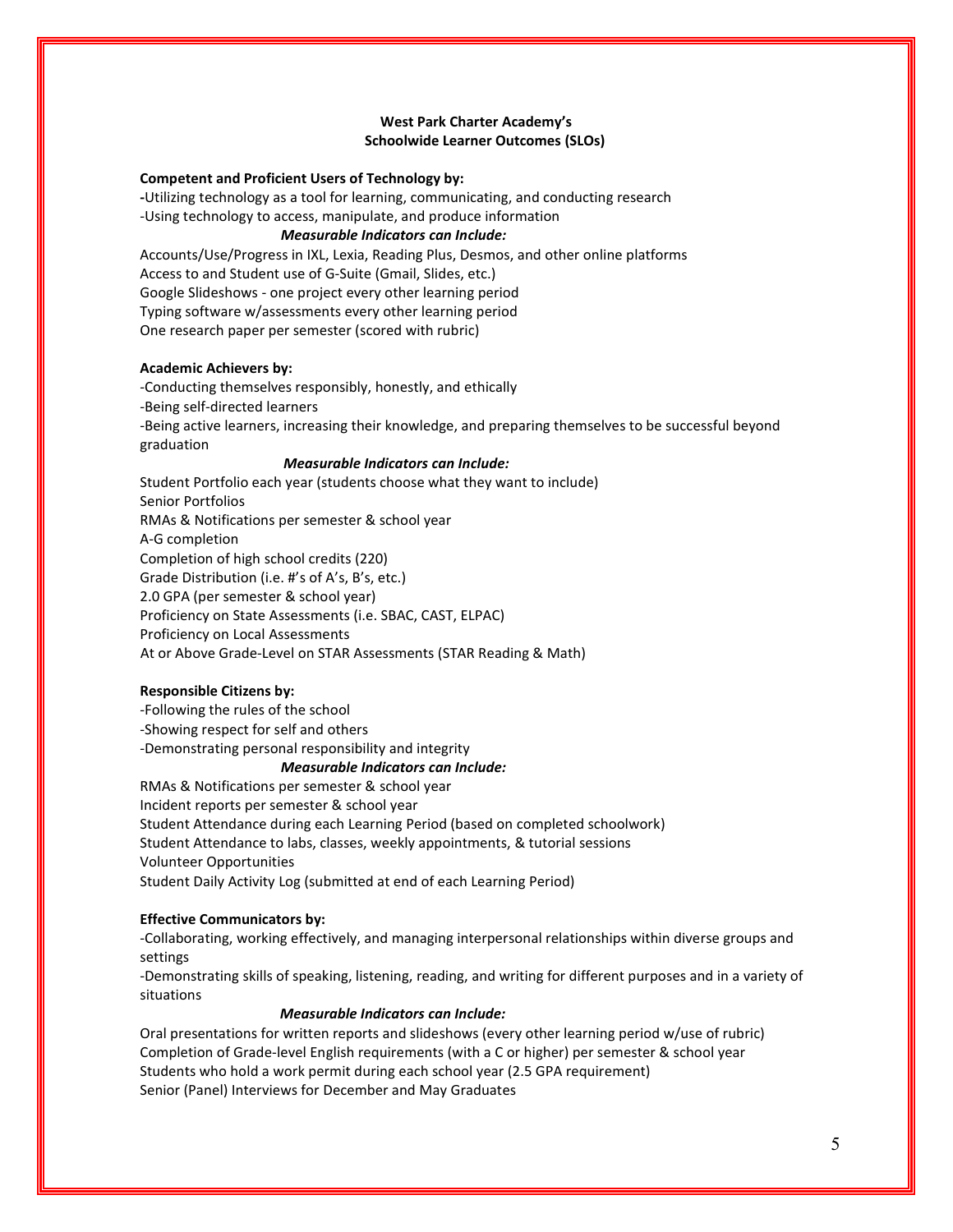## West Park Charter Academy's
## Schoolwide Learner Outcomes (SLOs)

**Competent and Proficient Users of Technology by:**

-Utilizing technology as a tool for learning, communicating, and conducting research
-Using technology to access, manipulate, and produce information

***Measurable Indicators can Include:***

Accounts/Use/Progress in IXL, Lexia, Reading Plus, Desmos, and other online platforms
Access to and Student use of G-Suite (Gmail, Slides, etc.)
Google Slideshows - one project every other learning period
Typing software w/assessments every other learning period
One research paper per semester (scored with rubric)

**Academic Achievers by:**

-Conducting themselves responsibly, honestly, and ethically
-Being self-directed learners
-Being active learners, increasing their knowledge, and preparing themselves to be successful beyond graduation

***Measurable Indicators can Include:***

Student Portfolio each year (students choose what they want to include)
Senior Portfolios
RMAs & Notifications per semester & school year
A-G completion
Completion of high school credits (220)
Grade Distribution (i.e. #'s of A's, B's, etc.)
2.0 GPA (per semester & school year)
Proficiency on State Assessments (i.e. SBAC, CAST, ELPAC)
Proficiency on Local Assessments
At or Above Grade-Level on STAR Assessments (STAR Reading & Math)

**Responsible Citizens by:**

-Following the rules of the school
-Showing respect for self and others
-Demonstrating personal responsibility and integrity

***Measurable Indicators can Include:***

RMAs & Notifications per semester & school year
Incident reports per semester & school year
Student Attendance during each Learning Period (based on completed schoolwork)
Student Attendance to labs, classes, weekly appointments, & tutorial sessions
Volunteer Opportunities
Student Daily Activity Log (submitted at end of each Learning Period)

**Effective Communicators by:**

-Collaborating, working effectively, and managing interpersonal relationships within diverse groups and settings
-Demonstrating skills of speaking, listening, reading, and writing for different purposes and in a variety of situations

***Measurable Indicators can Include:***

Oral presentations for written reports and slideshows (every other learning period w/use of rubric)
Completion of Grade-level English requirements (with a C or higher) per semester & school year
Students who hold a work permit during each school year (2.5 GPA requirement)
Senior (Panel) Interviews for December and May Graduates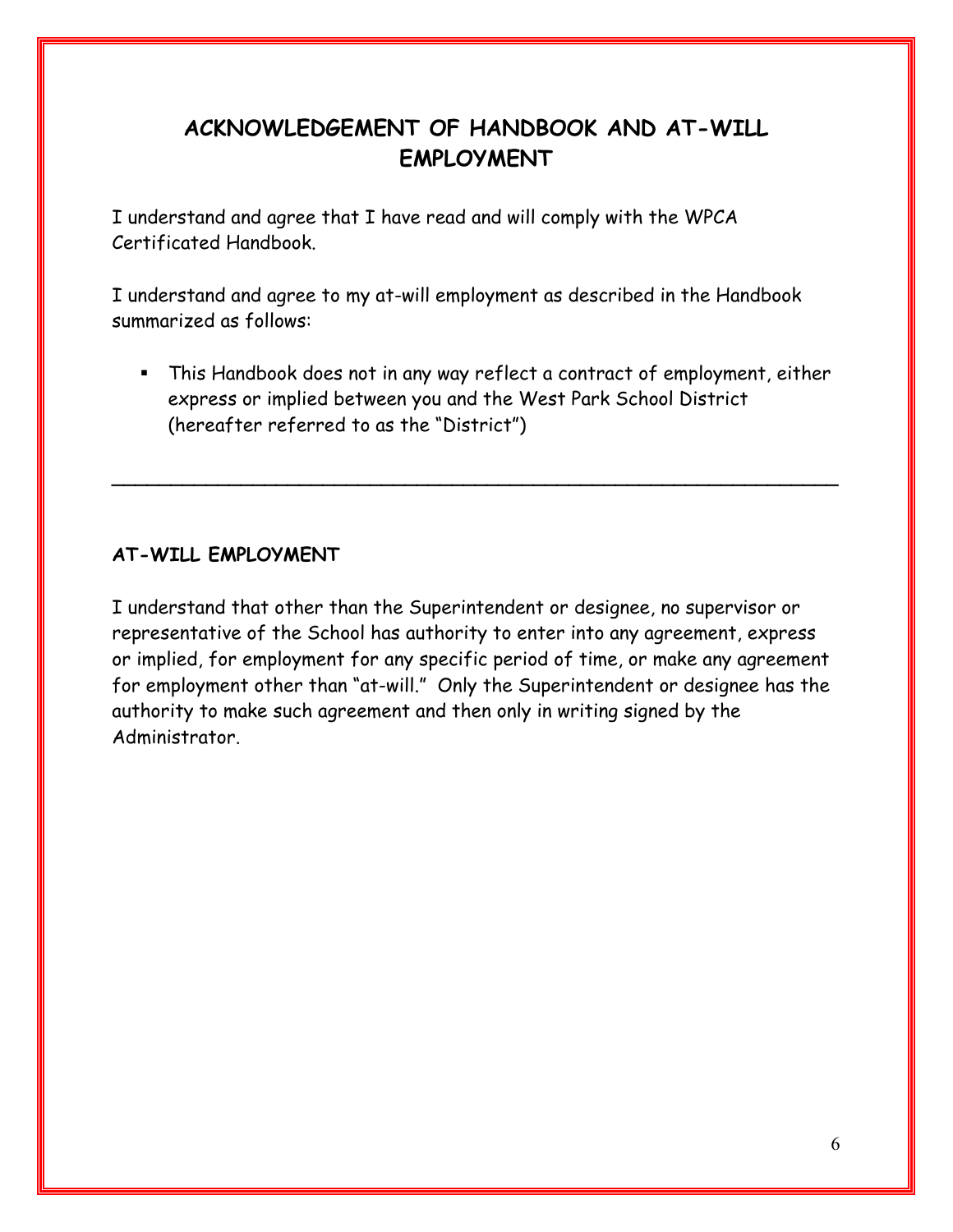# ACKNOWLEDGEMENT OF HANDBOOK AND AT-WILL EMPLOYMENT

I understand and agree that I have read and will comply with the WPCA Certificated Handbook.

I understand and agree to my at-will employment as described in the Handbook summarized as follows:

- This Handbook does not in any way reflect a contract of employment, either express or implied between you and the West Park School District (hereafter referred to as the "District")

---

**AT-WILL EMPLOYMENT**

I understand that other than the Superintendent or designee, no supervisor or representative of the School has authority to enter into any agreement, express or implied, for employment for any specific period of time, or make any agreement for employment other than "at-will." Only the Superintendent or designee has the authority to make such agreement and then only in writing signed by the Administrator.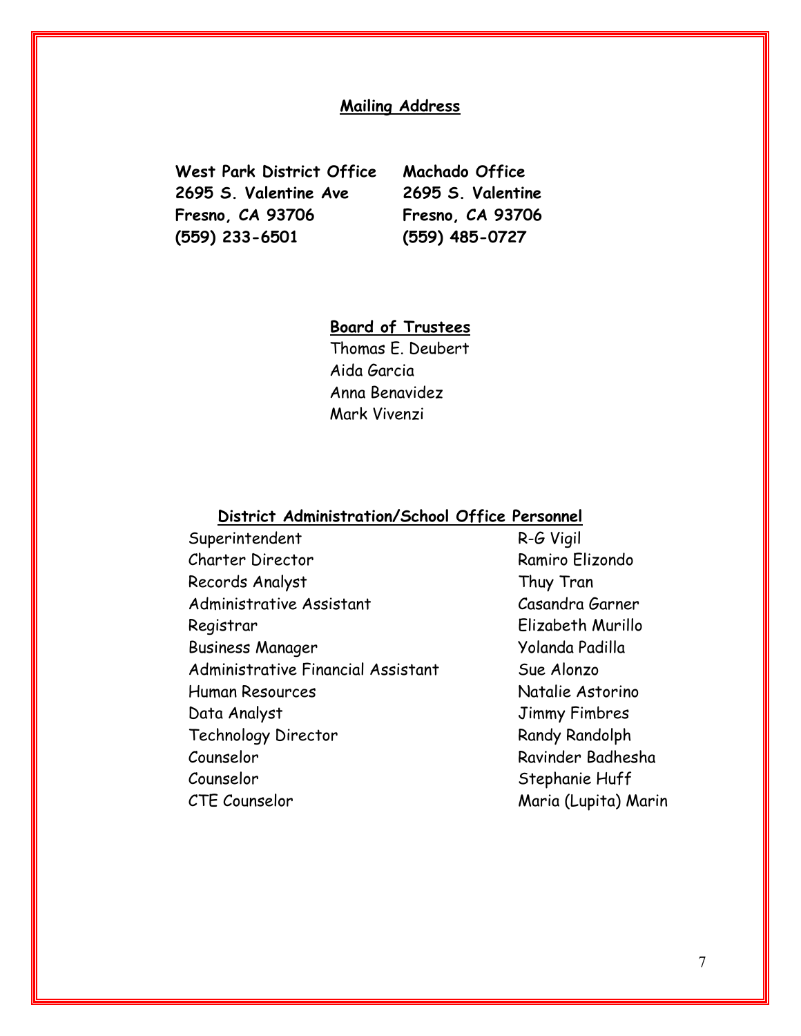## Mailing Address

| West Park District Office | Machado Office |
|---|---|
| 2695 S. Valentine Ave | 2695 S. Valentine |
| Fresno, CA 93706 | Fresno, CA 93706 |
| (559) 233-6501 | (559) 485-0727 |

## Board of Trustees

Thomas E. Deubert
Aida Garcia
Anna Benavidez
Mark Vivenzi

## District Administration/School Office Personnel

| Position | Name |
|---|---|
| Superintendent | R-G Vigil |
| Charter Director | Ramiro Elizondo |
| Records Analyst | Thuy Tran |
| Administrative Assistant | Casandra Garner |
| Registrar | Elizabeth Murillo |
| Business Manager | Yolanda Padilla |
| Administrative Financial Assistant | Sue Alonzo |
| Human Resources | Natalie Astorino |
| Data Analyst | Jimmy Fimbres |
| Technology Director | Randy Randolph |
| Counselor | Ravinder Badhesha |
| Counselor | Stephanie Huff |
| CTE Counselor | Maria (Lupita) Marin |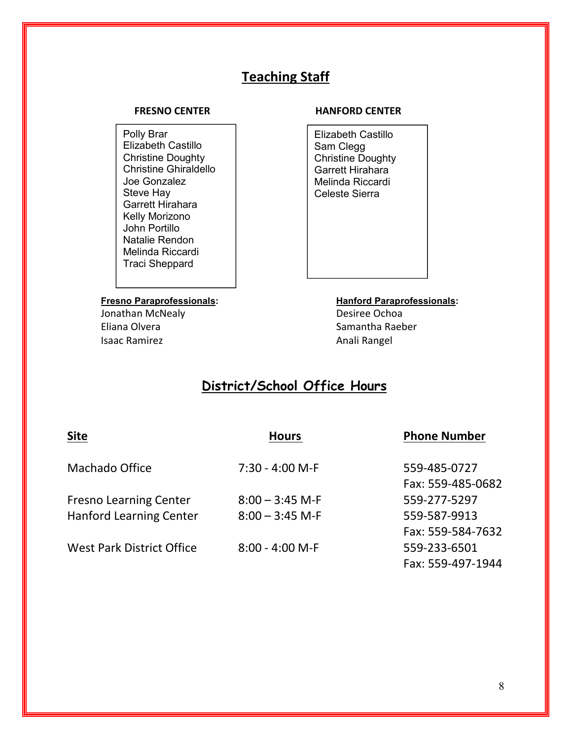## Teaching Staff

**FRESNO CENTER**

Polly Brar
Elizabeth Castillo
Christine Doughty
Christine Ghiraldello
Joe Gonzalez
Steve Hay
Garrett Hirahara
Kelly Morizono
John Portillo
Natalie Rendon
Melinda Riccardi
Traci Sheppard

**Fresno Paraprofessionals:**

Jonathan McNealy
Eliana Olvera
Isaac Ramirez

**HANFORD CENTER**

Elizabeth Castillo
Sam Clegg
Christine Doughty
Garrett Hirahara
Melinda Riccardi
Celeste Sierra

**Hanford Paraprofessionals:**

Desiree Ochoa
Samantha Raeber
Anali Rangel

## District/School Office Hours

| Site | Hours | Phone Number |
|---|---|---|
| Machado Office | 7:30 - 4:00 M-F | 559-485-0727<br>Fax: 559-485-0682 |
| Fresno Learning Center | 8:00 – 3:45 M-F | 559-277-5297 |
| Hanford Learning Center | 8:00 – 3:45 M-F | 559-587-9913<br>Fax: 559-584-7632 |
| West Park District Office | 8:00 - 4:00 M-F | 559-233-6501<br>Fax: 559-497-1944 |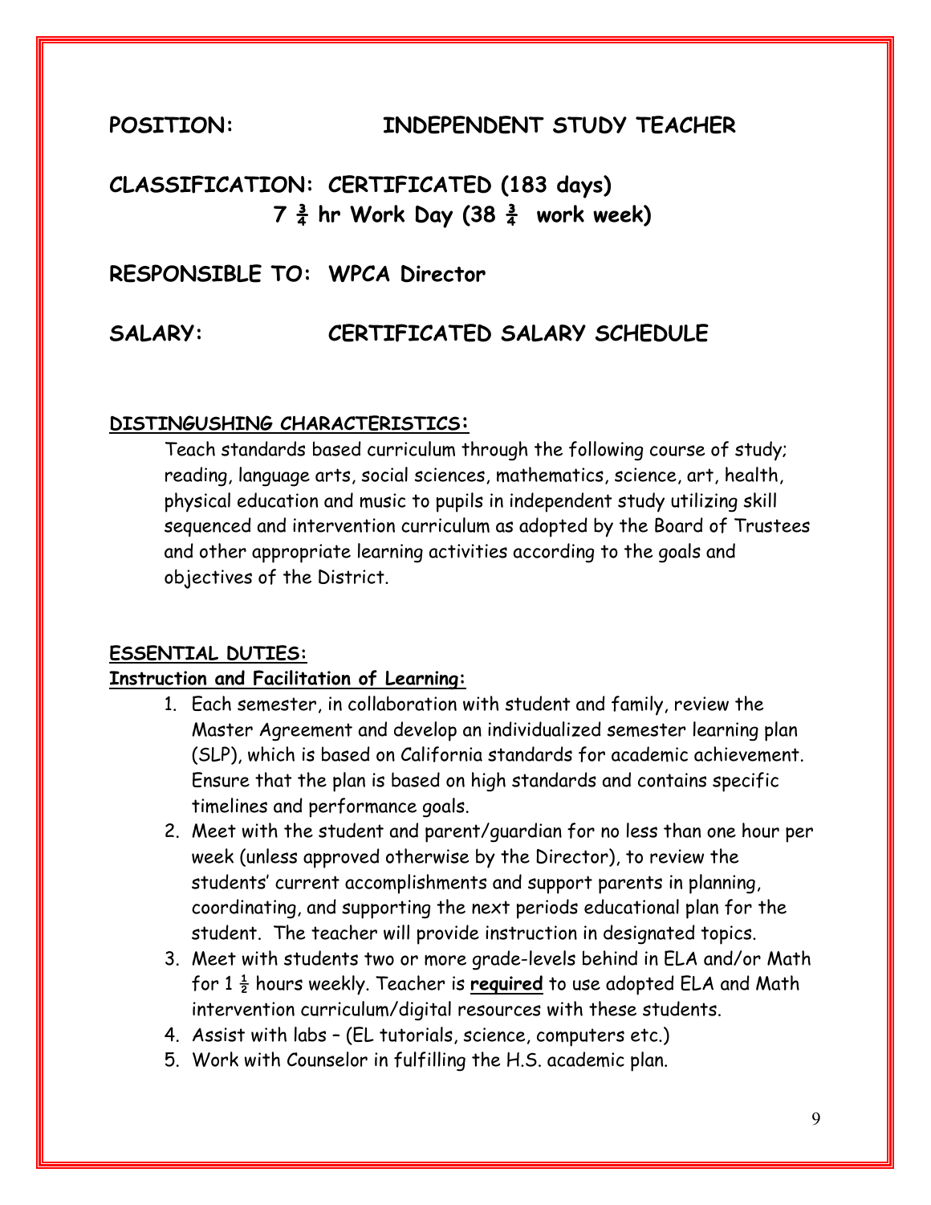**POSITION:** **INDEPENDENT STUDY TEACHER**

**CLASSIFICATION: CERTIFICATED (183 days)**
**7 ¾ hr Work Day (38 ¾ work week)**

**RESPONSIBLE TO: WPCA Director**

**SALARY:** **CERTIFICATED SALARY SCHEDULE**

**DISTINGUSHING CHARACTERISTICS:**

Teach standards based curriculum through the following course of study; reading, language arts, social sciences, mathematics, science, art, health, physical education and music to pupils in independent study utilizing skill sequenced and intervention curriculum as adopted by the Board of Trustees and other appropriate learning activities according to the goals and objectives of the District.

**ESSENTIAL DUTIES:**

**Instruction and Facilitation of Learning:**

1. Each semester, in collaboration with student and family, review the Master Agreement and develop an individualized semester learning plan (SLP), which is based on California standards for academic achievement. Ensure that the plan is based on high standards and contains specific timelines and performance goals.
2. Meet with the student and parent/guardian for no less than one hour per week (unless approved otherwise by the Director), to review the students' current accomplishments and support parents in planning, coordinating, and supporting the next periods educational plan for the student. The teacher will provide instruction in designated topics.
3. Meet with students two or more grade-levels behind in ELA and/or Math for 1 ½ hours weekly. Teacher is **required** to use adopted ELA and Math intervention curriculum/digital resources with these students.
4. Assist with labs – (EL tutorials, science, computers etc.)
5. Work with Counselor in fulfilling the H.S. academic plan.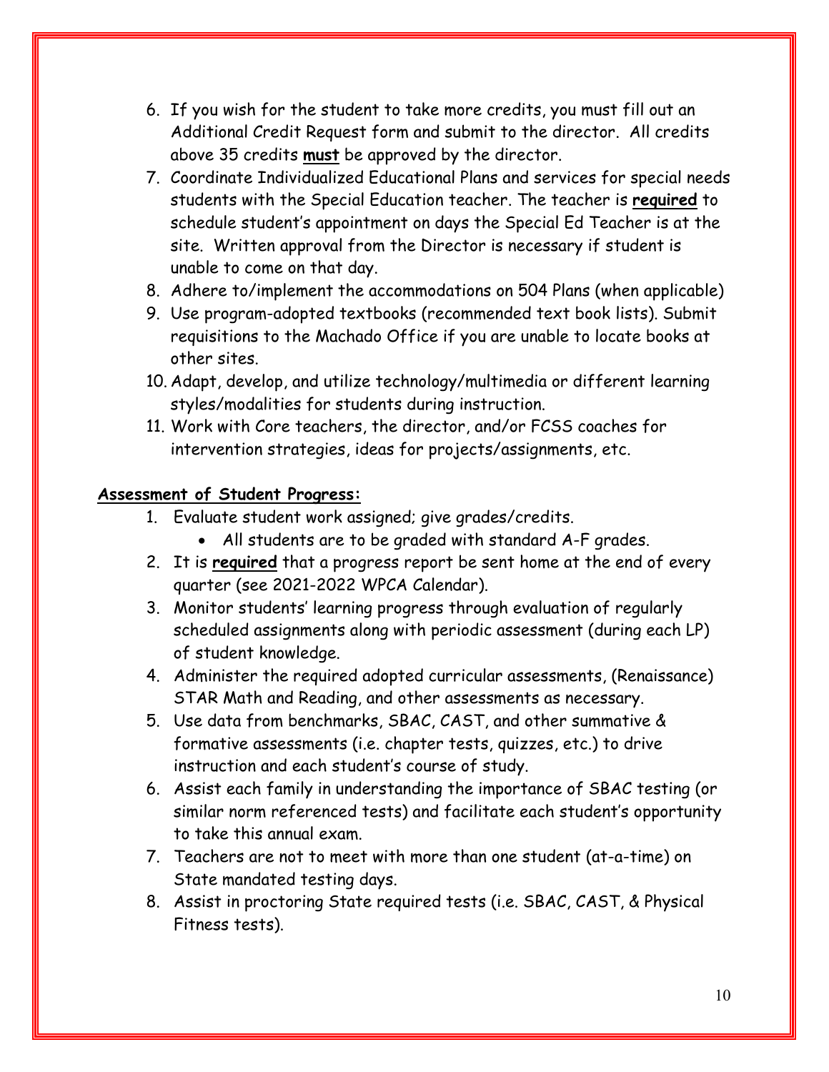6. If you wish for the student to take more credits, you must fill out an Additional Credit Request form and submit to the director. All credits above 35 credits **must** be approved by the director.
7. Coordinate Individualized Educational Plans and services for special needs students with the Special Education teacher. The teacher is **required** to schedule student's appointment on days the Special Ed Teacher is at the site. Written approval from the Director is necessary if student is unable to come on that day.
8. Adhere to/implement the accommodations on 504 Plans (when applicable)
9. Use program-adopted textbooks (recommended text book lists). Submit requisitions to the Machado Office if you are unable to locate books at other sites.
10. Adapt, develop, and utilize technology/multimedia or different learning styles/modalities for students during instruction.
11. Work with Core teachers, the director, and/or FCSS coaches for intervention strategies, ideas for projects/assignments, etc.

**Assessment of Student Progress:**

1. Evaluate student work assigned; give grades/credits.
   - All students are to be graded with standard A-F grades.
2. It is **required** that a progress report be sent home at the end of every quarter (see 2021-2022 WPCA Calendar).
3. Monitor students' learning progress through evaluation of regularly scheduled assignments along with periodic assessment (during each LP) of student knowledge.
4. Administer the required adopted curricular assessments, (Renaissance) STAR Math and Reading, and other assessments as necessary.
5. Use data from benchmarks, SBAC, CAST, and other summative & formative assessments (i.e. chapter tests, quizzes, etc.) to drive instruction and each student's course of study.
6. Assist each family in understanding the importance of SBAC testing (or similar norm referenced tests) and facilitate each student's opportunity to take this annual exam.
7. Teachers are not to meet with more than one student (at-a-time) on State mandated testing days.
8. Assist in proctoring State required tests (i.e. SBAC, CAST, & Physical Fitness tests).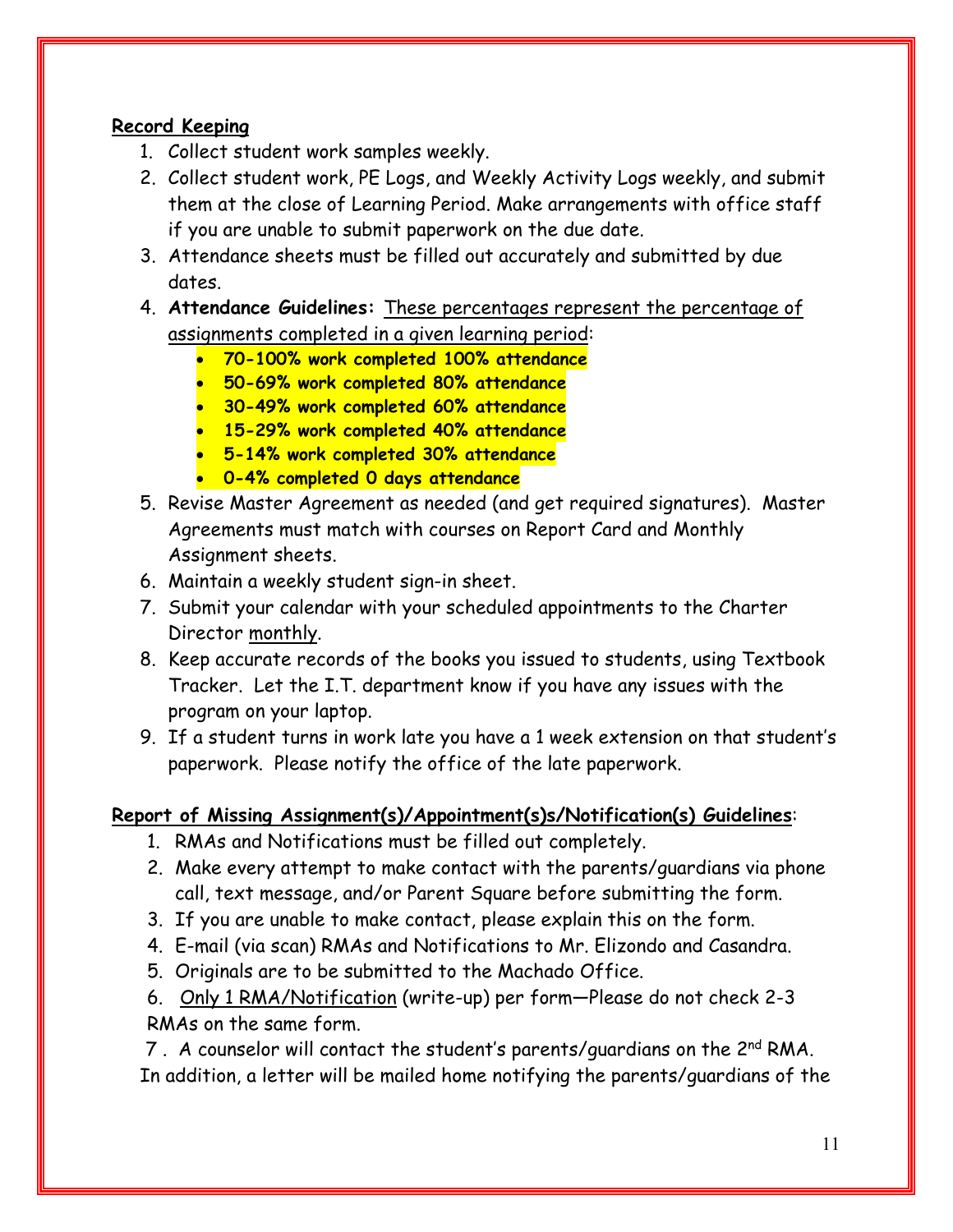**<u>Record Keeping</u>**

1. Collect student work samples weekly.
2. Collect student work, PE Logs, and Weekly Activity Logs weekly, and submit them at the close of Learning Period. Make arrangements with office staff if you are unable to submit paperwork on the due date.
3. Attendance sheets must be filled out accurately and submitted by due dates.
4. **Attendance Guidelines:** <u>These percentages represent the percentage of assignments completed in a given learning period</u>:
   - **70-100% work completed 100% attendance**
   - **50-69% work completed 80% attendance**
   - **30-49% work completed 60% attendance**
   - **15-29% work completed 40% attendance**
   - **5-14% work completed 30% attendance**
   - **0-4% completed 0 days attendance**
5. Revise Master Agreement as needed (and get required signatures). Master Agreements must match with courses on Report Card and Monthly Assignment sheets.
6. Maintain a weekly student sign-in sheet.
7. Submit your calendar with your scheduled appointments to the Charter Director <u>monthly</u>.
8. Keep accurate records of the books you issued to students, using Textbook Tracker. Let the I.T. department know if you have any issues with the program on your laptop.
9. If a student turns in work late you have a 1 week extension on that student's paperwork. Please notify the office of the late paperwork.

**<u>Report of Missing Assignment(s)/Appointment(s)s/Notification(s) Guidelines</u>**:

1. RMAs and Notifications must be filled out completely.
2. Make every attempt to make contact with the parents/guardians via phone call, text message, and/or Parent Square before submitting the form.
3. If you are unable to make contact, please explain this on the form.
4. E-mail (via scan) RMAs and Notifications to Mr. Elizondo and Casandra.
5. Originals are to be submitted to the Machado Office.
6. <u>Only 1 RMA/Notification</u> (write-up) per form—Please do not check 2-3 RMAs on the same form.
7. A counselor will contact the student's parents/guardians on the 2nd RMA. In addition, a letter will be mailed home notifying the parents/guardians of the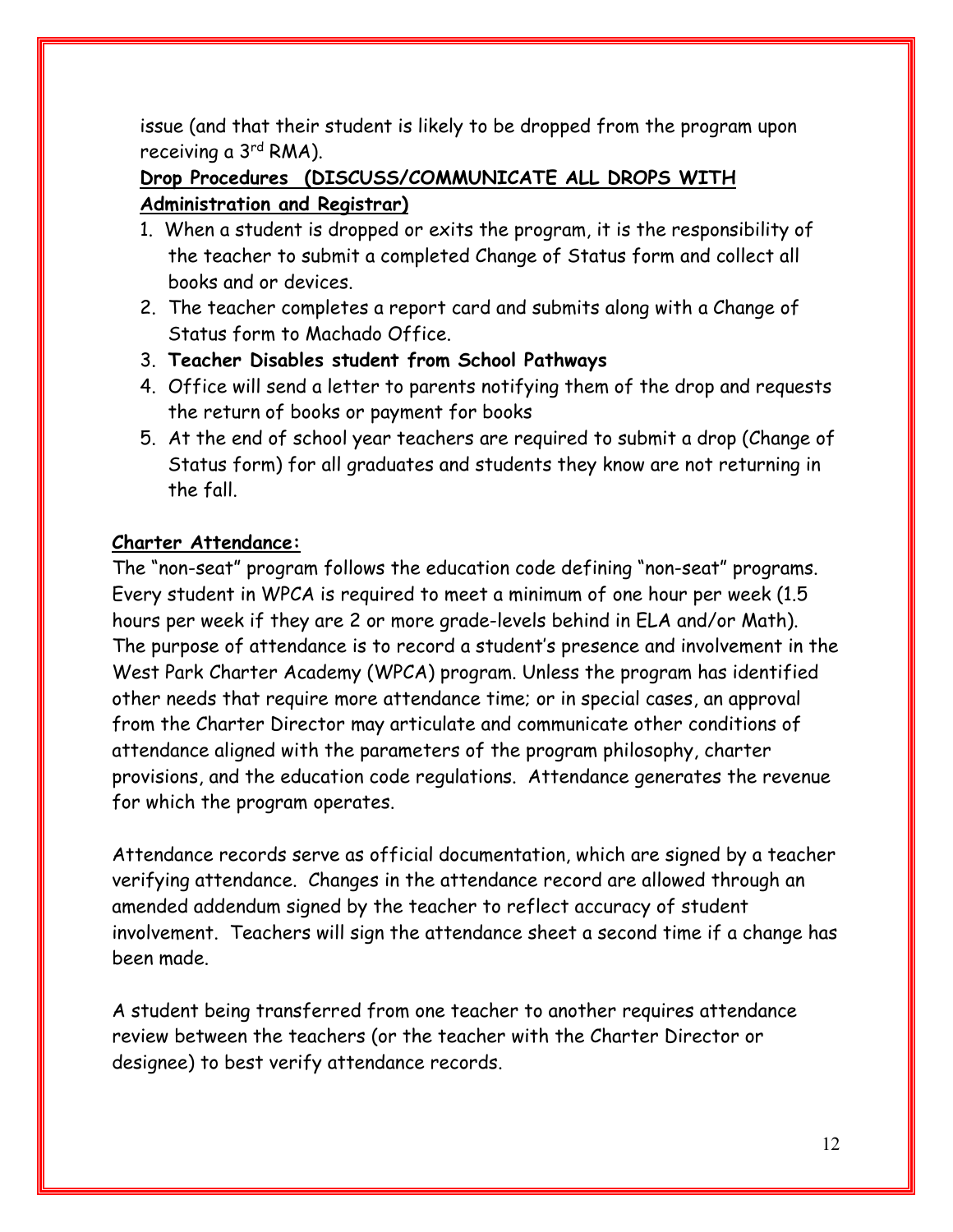issue (and that their student is likely to be dropped from the program upon receiving a 3rd RMA).

**Drop Procedures (DISCUSS/COMMUNICATE ALL DROPS WITH Administration and Registrar)**

1. When a student is dropped or exits the program, it is the responsibility of the teacher to submit a completed Change of Status form and collect all books and or devices.
2. The teacher completes a report card and submits along with a Change of Status form to Machado Office.
3. **Teacher Disables student from School Pathways**
4. Office will send a letter to parents notifying them of the drop and requests the return of books or payment for books
5. At the end of school year teachers are required to submit a drop (Change of Status form) for all graduates and students they know are not returning in the fall.

**Charter Attendance:**

The "non-seat" program follows the education code defining "non-seat" programs. Every student in WPCA is required to meet a minimum of one hour per week (1.5 hours per week if they are 2 or more grade-levels behind in ELA and/or Math). The purpose of attendance is to record a student's presence and involvement in the West Park Charter Academy (WPCA) program. Unless the program has identified other needs that require more attendance time; or in special cases, an approval from the Charter Director may articulate and communicate other conditions of attendance aligned with the parameters of the program philosophy, charter provisions, and the education code regulations. Attendance generates the revenue for which the program operates.

Attendance records serve as official documentation, which are signed by a teacher verifying attendance. Changes in the attendance record are allowed through an amended addendum signed by the teacher to reflect accuracy of student involvement. Teachers will sign the attendance sheet a second time if a change has been made.

A student being transferred from one teacher to another requires attendance review between the teachers (or the teacher with the Charter Director or designee) to best verify attendance records.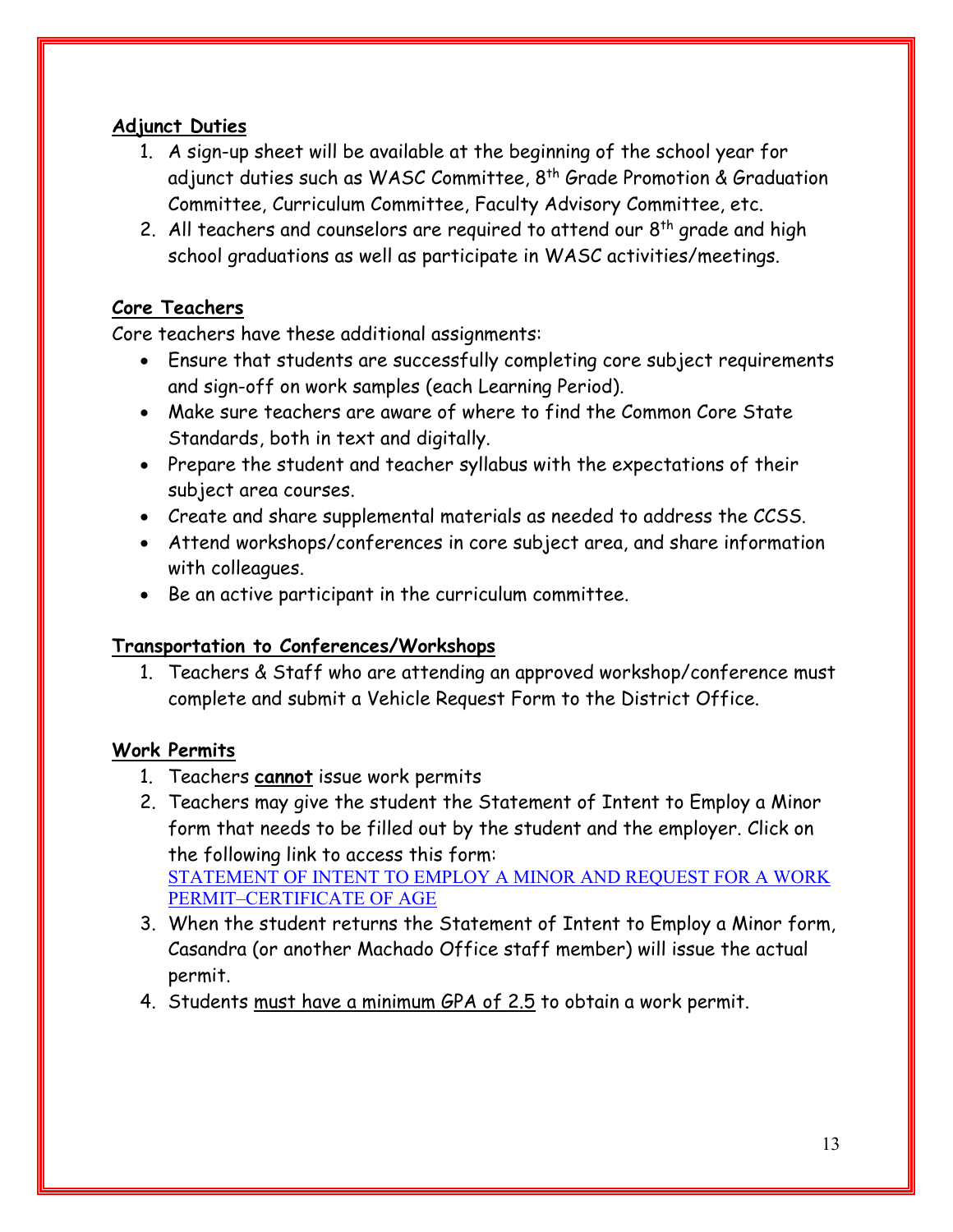## Adjunct Duties

1. A sign-up sheet will be available at the beginning of the school year for adjunct duties such as WASC Committee, 8th Grade Promotion & Graduation Committee, Curriculum Committee, Faculty Advisory Committee, etc.
2. All teachers and counselors are required to attend our 8th grade and high school graduations as well as participate in WASC activities/meetings.

## Core Teachers

Core teachers have these additional assignments:

- Ensure that students are successfully completing core subject requirements and sign-off on work samples (each Learning Period).
- Make sure teachers are aware of where to find the Common Core State Standards, both in text and digitally.
- Prepare the student and teacher syllabus with the expectations of their subject area courses.
- Create and share supplemental materials as needed to address the CCSS.
- Attend workshops/conferences in core subject area, and share information with colleagues.
- Be an active participant in the curriculum committee.

## Transportation to Conferences/Workshops

1. Teachers & Staff who are attending an approved workshop/conference must complete and submit a Vehicle Request Form to the District Office.

## Work Permits

1. Teachers **cannot** issue work permits
2. Teachers may give the student the Statement of Intent to Employ a Minor form that needs to be filled out by the student and the employer. Click on the following link to access this form: STATEMENT OF INTENT TO EMPLOY A MINOR AND REQUEST FOR A WORK PERMIT–CERTIFICATE OF AGE
3. When the student returns the Statement of Intent to Employ a Minor form, Casandra (or another Machado Office staff member) will issue the actual permit.
4. Students must have a minimum GPA of 2.5 to obtain a work permit.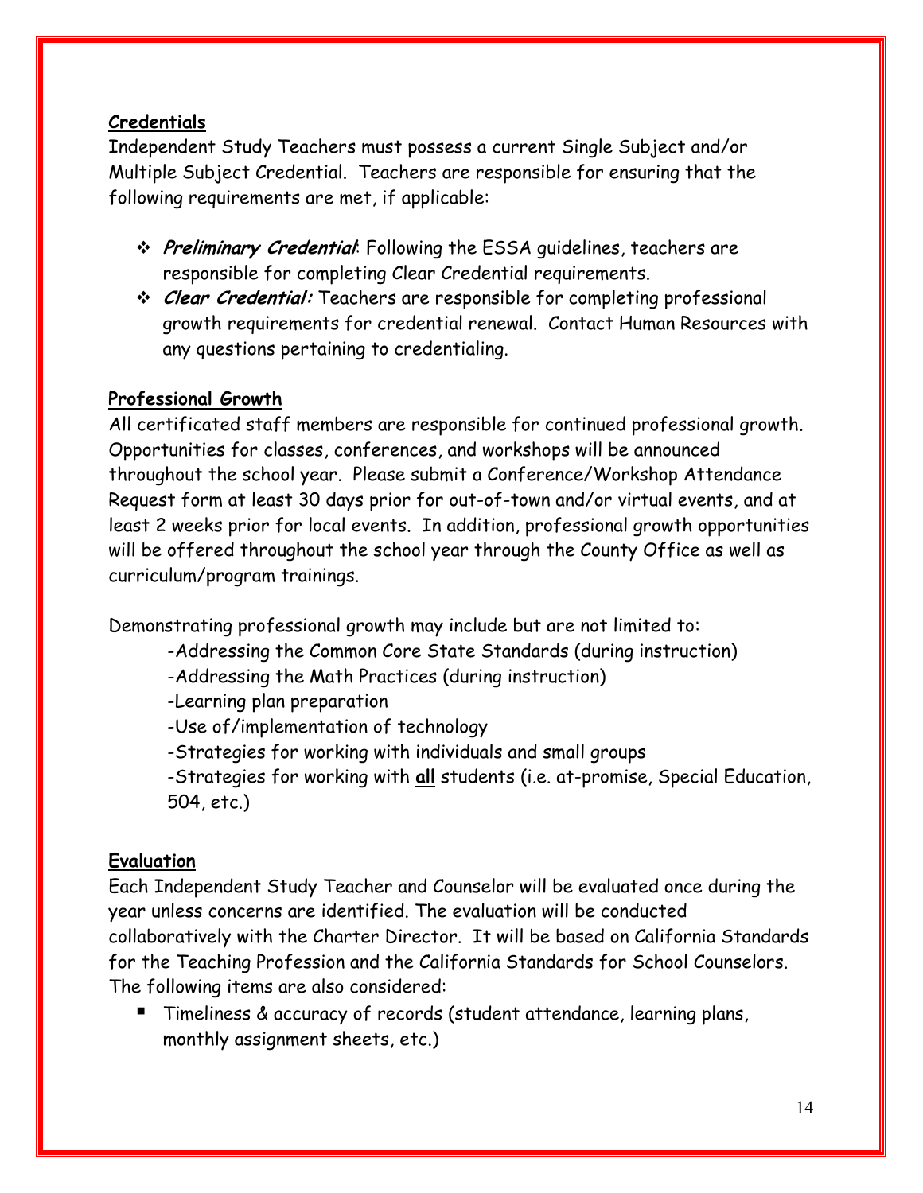**Credentials**

Independent Study Teachers must possess a current Single Subject and/or Multiple Subject Credential. Teachers are responsible for ensuring that the following requirements are met, if applicable:

- ***Preliminary Credential***: Following the ESSA guidelines, teachers are responsible for completing Clear Credential requirements.
- ***Clear Credential:*** Teachers are responsible for completing professional growth requirements for credential renewal. Contact Human Resources with any questions pertaining to credentialing.

**Professional Growth**

All certificated staff members are responsible for continued professional growth. Opportunities for classes, conferences, and workshops will be announced throughout the school year. Please submit a Conference/Workshop Attendance Request form at least 30 days prior for out-of-town and/or virtual events, and at least 2 weeks prior for local events. In addition, professional growth opportunities will be offered throughout the school year through the County Office as well as curriculum/program trainings.

Demonstrating professional growth may include but are not limited to:

-Addressing the Common Core State Standards (during instruction)
-Addressing the Math Practices (during instruction)
-Learning plan preparation
-Use of/implementation of technology
-Strategies for working with individuals and small groups
-Strategies for working with **all** students (i.e. at-promise, Special Education, 504, etc.)

**Evaluation**

Each Independent Study Teacher and Counselor will be evaluated once during the year unless concerns are identified. The evaluation will be conducted collaboratively with the Charter Director. It will be based on California Standards for the Teaching Profession and the California Standards for School Counselors. The following items are also considered:

- Timeliness & accuracy of records (student attendance, learning plans, monthly assignment sheets, etc.)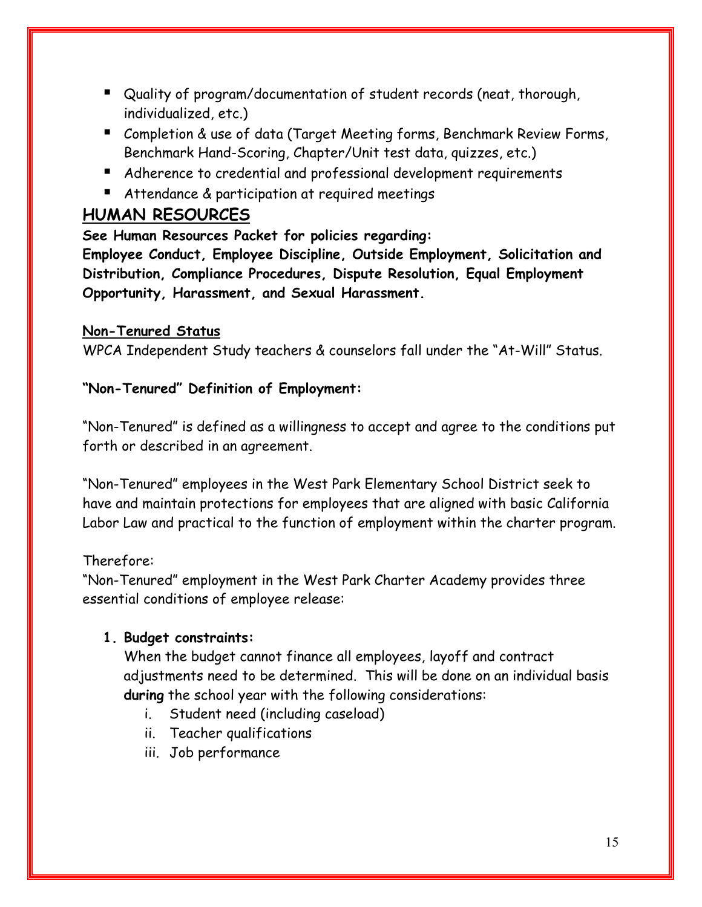- Quality of program/documentation of student records (neat, thorough, individualized, etc.)
- Completion & use of data (Target Meeting forms, Benchmark Review Forms, Benchmark Hand-Scoring, Chapter/Unit test data, quizzes, etc.)
- Adherence to credential and professional development requirements
- Attendance & participation at required meetings

## HUMAN RESOURCES

**See Human Resources Packet for policies regarding:**
**Employee Conduct, Employee Discipline, Outside Employment, Solicitation and Distribution, Compliance Procedures, Dispute Resolution, Equal Employment Opportunity, Harassment, and Sexual Harassment.**

**Non-Tenured Status**

WPCA Independent Study teachers & counselors fall under the "At-Will" Status.

**"Non-Tenured" Definition of Employment:**

"Non-Tenured" is defined as a willingness to accept and agree to the conditions put forth or described in an agreement.

"Non-Tenured" employees in the West Park Elementary School District seek to have and maintain protections for employees that are aligned with basic California Labor Law and practical to the function of employment within the charter program.

Therefore:
"Non-Tenured" employment in the West Park Charter Academy provides three essential conditions of employee release:

1. **Budget constraints:**
   When the budget cannot finance all employees, layoff and contract adjustments need to be determined. This will be done on an individual basis **during** the school year with the following considerations:
   i. Student need (including caseload)
   ii. Teacher qualifications
   iii. Job performance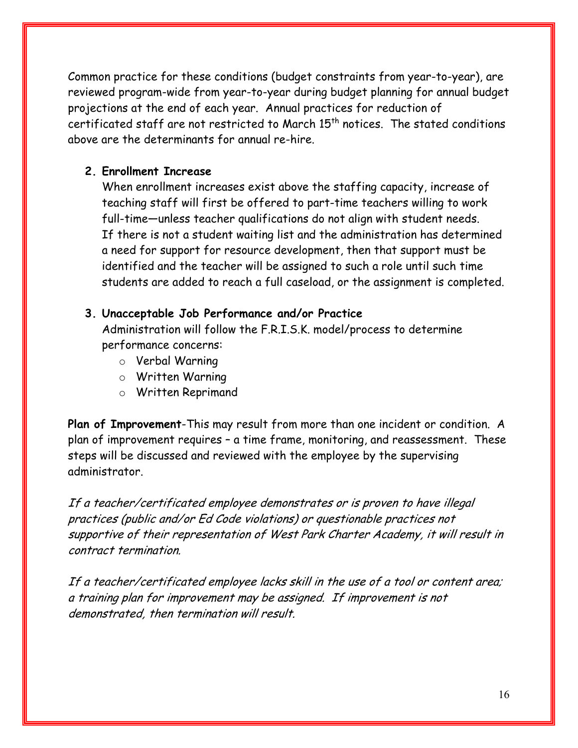Common practice for these conditions (budget constraints from year-to-year), are reviewed program-wide from year-to-year during budget planning for annual budget projections at the end of each year. Annual practices for reduction of certificated staff are not restricted to March 15th notices. The stated conditions above are the determinants for annual re-hire.

2. **Enrollment Increase**

   When enrollment increases exist above the staffing capacity, increase of teaching staff will first be offered to part-time teachers willing to work full-time—unless teacher qualifications do not align with student needs. If there is not a student waiting list and the administration has determined a need for support for resource development, then that support must be identified and the teacher will be assigned to such a role until such time students are added to reach a full caseload, or the assignment is completed.

3. **Unacceptable Job Performance and/or Practice**

   Administration will follow the F.R.I.S.K. model/process to determine performance concerns:

   - Verbal Warning
   - Written Warning
   - Written Reprimand

**Plan of Improvement**-This may result from more than one incident or condition. A plan of improvement requires – a time frame, monitoring, and reassessment. These steps will be discussed and reviewed with the employee by the supervising administrator.

*If a teacher/certificated employee demonstrates or is proven to have illegal practices (public and/or Ed Code violations) or questionable practices not supportive of their representation of West Park Charter Academy, it will result in contract termination.*

*If a teacher/certificated employee lacks skill in the use of a tool or content area; a training plan for improvement may be assigned. If improvement is not demonstrated, then termination will result.*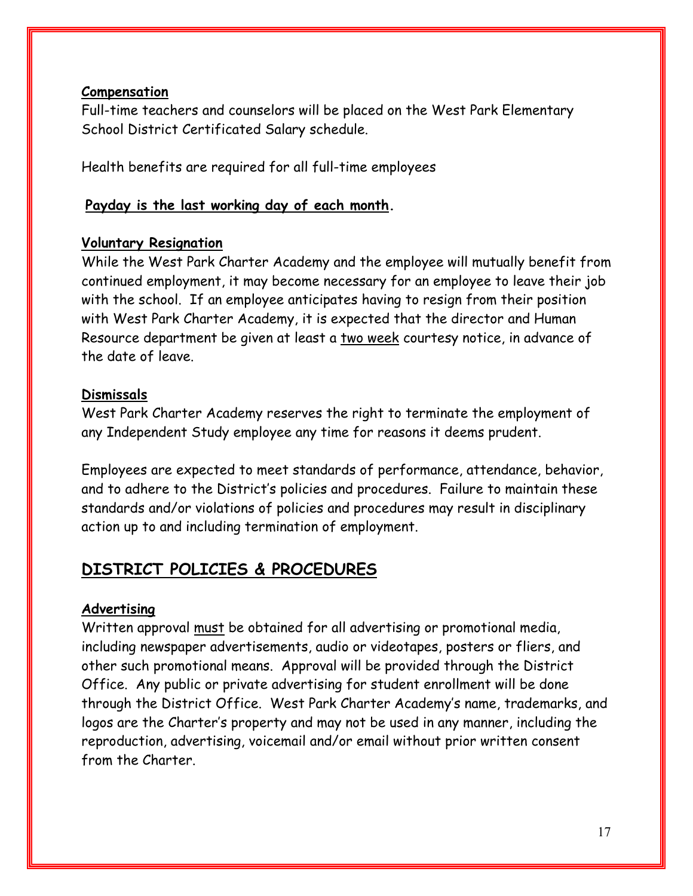**Compensation**

Full-time teachers and counselors will be placed on the West Park Elementary School District Certificated Salary schedule.

Health benefits are required for all full-time employees

**Payday is the last working day of each month.**

**Voluntary Resignation**

While the West Park Charter Academy and the employee will mutually benefit from continued employment, it may become necessary for an employee to leave their job with the school. If an employee anticipates having to resign from their position with West Park Charter Academy, it is expected that the director and Human Resource department be given at least a two week courtesy notice, in advance of the date of leave.

**Dismissals**

West Park Charter Academy reserves the right to terminate the employment of any Independent Study employee any time for reasons it deems prudent.

Employees are expected to meet standards of performance, attendance, behavior, and to adhere to the District's policies and procedures. Failure to maintain these standards and/or violations of policies and procedures may result in disciplinary action up to and including termination of employment.

## DISTRICT POLICIES & PROCEDURES

**Advertising**

Written approval must be obtained for all advertising or promotional media, including newspaper advertisements, audio or videotapes, posters or fliers, and other such promotional means. Approval will be provided through the District Office. Any public or private advertising for student enrollment will be done through the District Office. West Park Charter Academy's name, trademarks, and logos are the Charter's property and may not be used in any manner, including the reproduction, advertising, voicemail and/or email without prior written consent from the Charter.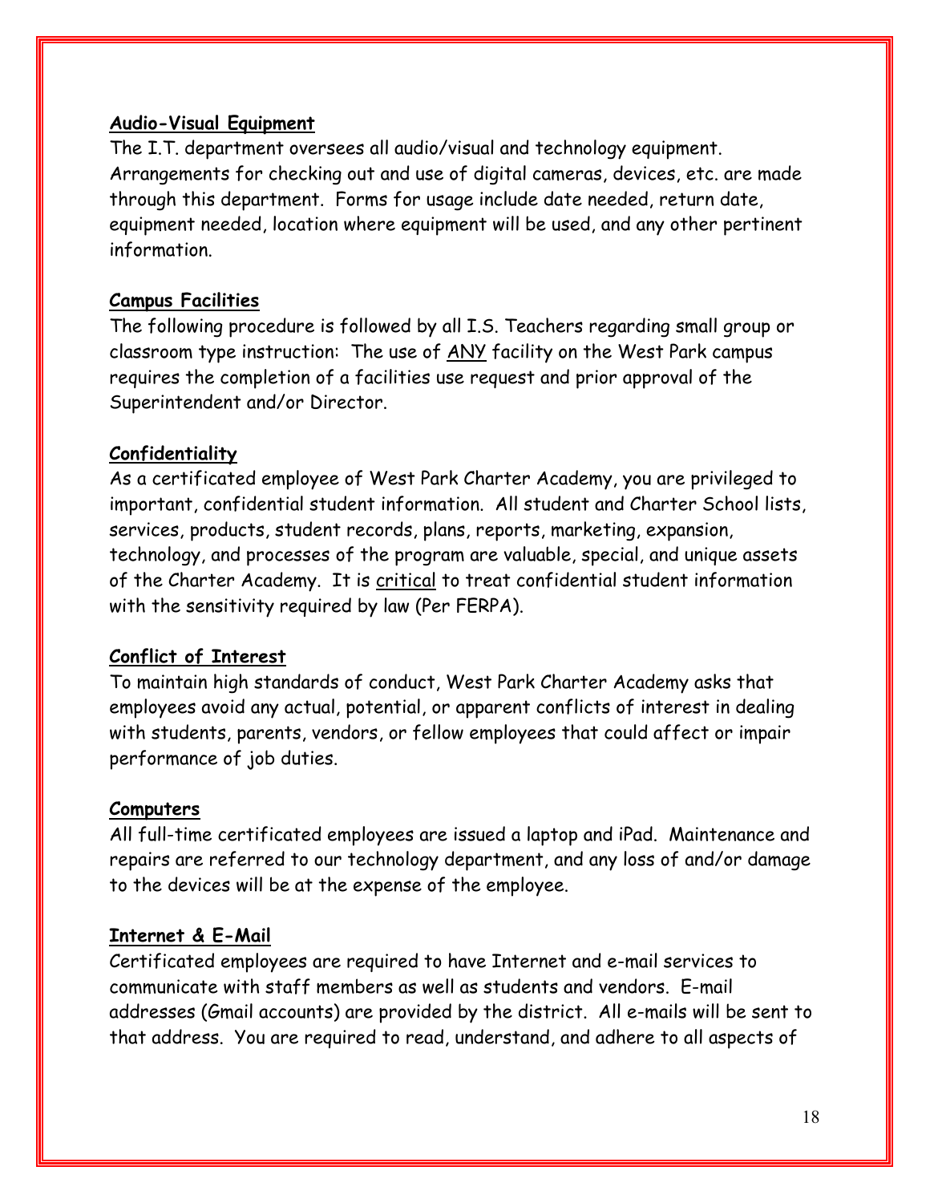### Audio-Visual Equipment

The I.T. department oversees all audio/visual and technology equipment. Arrangements for checking out and use of digital cameras, devices, etc. are made through this department. Forms for usage include date needed, return date, equipment needed, location where equipment will be used, and any other pertinent information.

### Campus Facilities

The following procedure is followed by all I.S. Teachers regarding small group or classroom type instruction: The use of <u>ANY</u> facility on the West Park campus requires the completion of a facilities use request and prior approval of the Superintendent and/or Director.

### Confidentiality

As a certificated employee of West Park Charter Academy, you are privileged to important, confidential student information. All student and Charter School lists, services, products, student records, plans, reports, marketing, expansion, technology, and processes of the program are valuable, special, and unique assets of the Charter Academy. It is <u>critical</u> to treat confidential student information with the sensitivity required by law (Per FERPA).

### Conflict of Interest

To maintain high standards of conduct, West Park Charter Academy asks that employees avoid any actual, potential, or apparent conflicts of interest in dealing with students, parents, vendors, or fellow employees that could affect or impair performance of job duties.

### Computers

All full-time certificated employees are issued a laptop and iPad. Maintenance and repairs are referred to our technology department, and any loss of and/or damage to the devices will be at the expense of the employee.

### Internet & E-Mail

Certificated employees are required to have Internet and e-mail services to communicate with staff members as well as students and vendors. E-mail addresses (Gmail accounts) are provided by the district. All e-mails will be sent to that address. You are required to read, understand, and adhere to all aspects of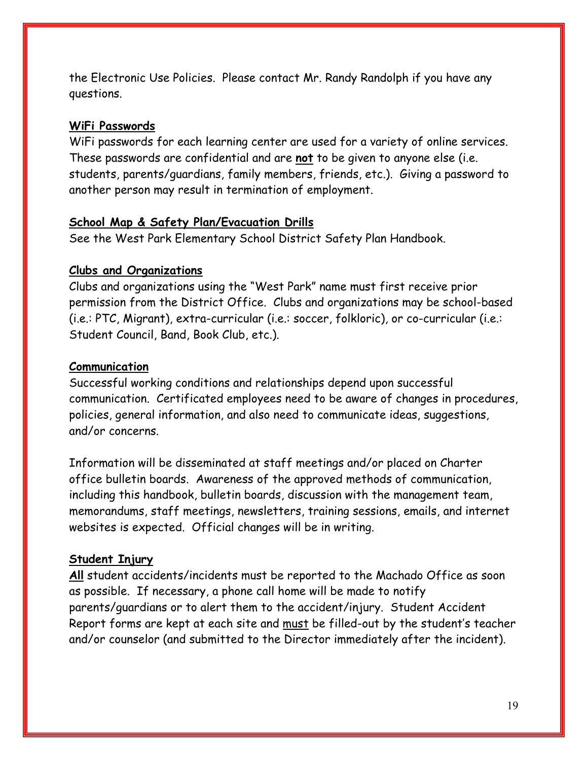the Electronic Use Policies. Please contact Mr. Randy Randolph if you have any questions.

**WiFi Passwords**

WiFi passwords for each learning center are used for a variety of online services. These passwords are confidential and are **not** to be given to anyone else (i.e. students, parents/guardians, family members, friends, etc.). Giving a password to another person may result in termination of employment.

**School Map & Safety Plan/Evacuation Drills**

See the West Park Elementary School District Safety Plan Handbook.

**Clubs and Organizations**

Clubs and organizations using the "West Park" name must first receive prior permission from the District Office. Clubs and organizations may be school-based (i.e.: PTC, Migrant), extra-curricular (i.e.: soccer, folkloric), or co-curricular (i.e.: Student Council, Band, Book Club, etc.).

**Communication**

Successful working conditions and relationships depend upon successful communication. Certificated employees need to be aware of changes in procedures, policies, general information, and also need to communicate ideas, suggestions, and/or concerns.

Information will be disseminated at staff meetings and/or placed on Charter office bulletin boards. Awareness of the approved methods of communication, including this handbook, bulletin boards, discussion with the management team, memorandums, staff meetings, newsletters, training sessions, emails, and internet websites is expected. Official changes will be in writing.

**Student Injury**

**All** student accidents/incidents must be reported to the Machado Office as soon as possible. If necessary, a phone call home will be made to notify parents/guardians or to alert them to the accident/injury. Student Accident Report forms are kept at each site and must be filled-out by the student's teacher and/or counselor (and submitted to the Director immediately after the incident).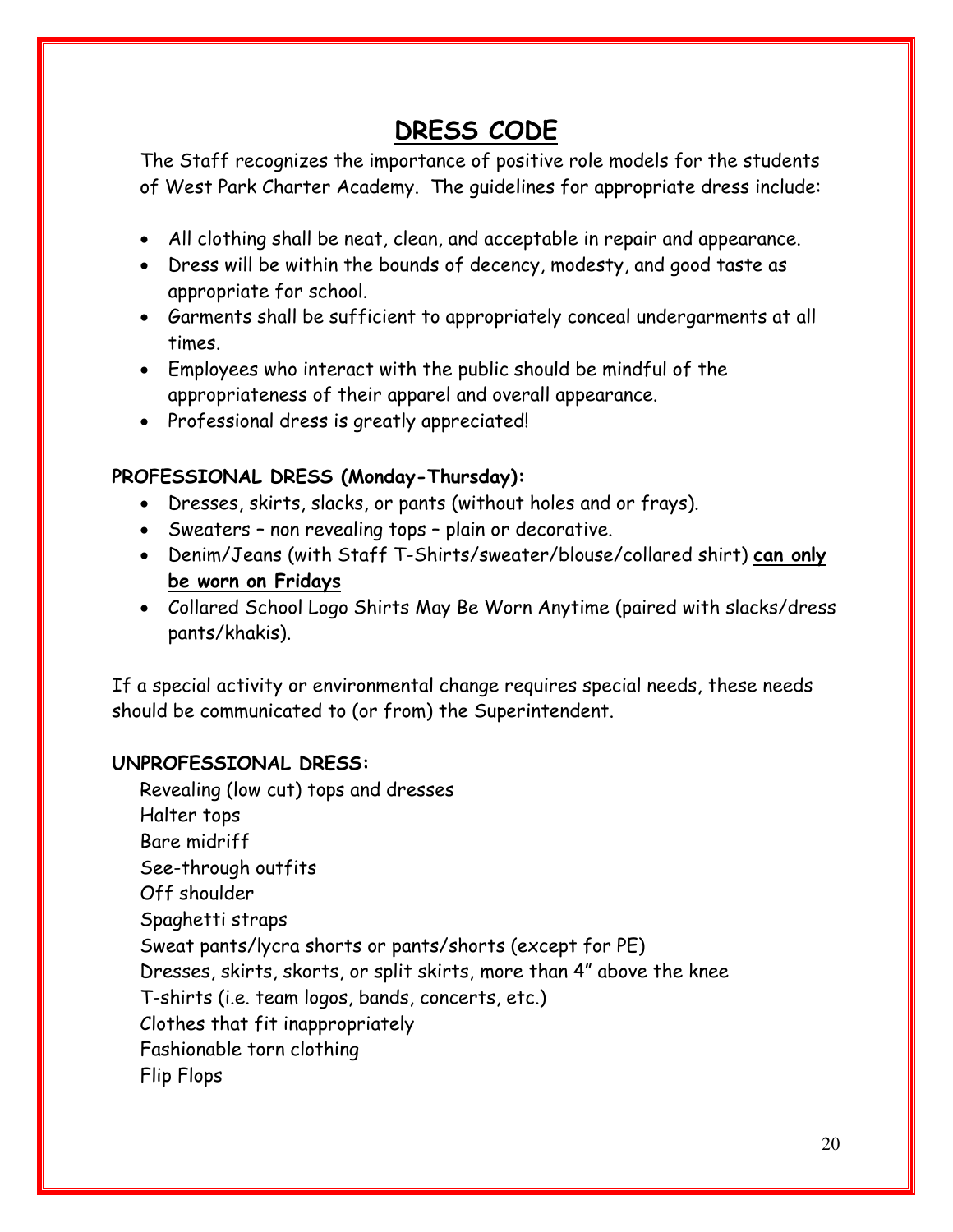# DRESS CODE

The Staff recognizes the importance of positive role models for the students of West Park Charter Academy. The guidelines for appropriate dress include:

- All clothing shall be neat, clean, and acceptable in repair and appearance.
- Dress will be within the bounds of decency, modesty, and good taste as appropriate for school.
- Garments shall be sufficient to appropriately conceal undergarments at all times.
- Employees who interact with the public should be mindful of the appropriateness of their apparel and overall appearance.
- Professional dress is greatly appreciated!

**PROFESSIONAL DRESS (Monday-Thursday):**

- Dresses, skirts, slacks, or pants (without holes and or frays).
- Sweaters – non revealing tops – plain or decorative.
- Denim/Jeans (with Staff T-Shirts/sweater/blouse/collared shirt) **<u>can only be worn on Fridays</u>**
- Collared School Logo Shirts May Be Worn Anytime (paired with slacks/dress pants/khakis).

If a special activity or environmental change requires special needs, these needs should be communicated to (or from) the Superintendent.

**UNPROFESSIONAL DRESS:**

Revealing (low cut) tops and dresses
Halter tops
Bare midriff
See-through outfits
Off shoulder
Spaghetti straps
Sweat pants/lycra shorts or pants/shorts (except for PE)
Dresses, skirts, skorts, or split skirts, more than 4" above the knee
T-shirts (i.e. team logos, bands, concerts, etc.)
Clothes that fit inappropriately
Fashionable torn clothing
Flip Flops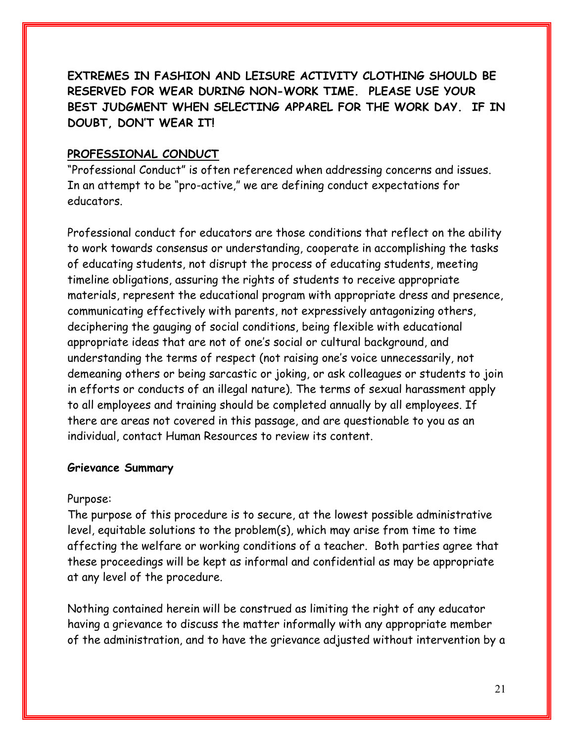**EXTREMES IN FASHION AND LEISURE ACTIVITY CLOTHING SHOULD BE RESERVED FOR WEAR DURING NON-WORK TIME. PLEASE USE YOUR BEST JUDGMENT WHEN SELECTING APPAREL FOR THE WORK DAY. IF IN DOUBT, DON'T WEAR IT!**

## PROFESSIONAL CONDUCT

"Professional Conduct" is often referenced when addressing concerns and issues. In an attempt to be "pro-active," we are defining conduct expectations for educators.

Professional conduct for educators are those conditions that reflect on the ability to work towards consensus or understanding, cooperate in accomplishing the tasks of educating students, not disrupt the process of educating students, meeting timeline obligations, assuring the rights of students to receive appropriate materials, represent the educational program with appropriate dress and presence, communicating effectively with parents, not expressively antagonizing others, deciphering the gauging of social conditions, being flexible with educational appropriate ideas that are not of one's social or cultural background, and understanding the terms of respect (not raising one's voice unnecessarily, not demeaning others or being sarcastic or joking, or ask colleagues or students to join in efforts or conducts of an illegal nature). The terms of sexual harassment apply to all employees and training should be completed annually by all employees. If there are areas not covered in this passage, and are questionable to you as an individual, contact Human Resources to review its content.

### Grievance Summary

Purpose:

The purpose of this procedure is to secure, at the lowest possible administrative level, equitable solutions to the problem(s), which may arise from time to time affecting the welfare or working conditions of a teacher. Both parties agree that these proceedings will be kept as informal and confidential as may be appropriate at any level of the procedure.

Nothing contained herein will be construed as limiting the right of any educator having a grievance to discuss the matter informally with any appropriate member of the administration, and to have the grievance adjusted without intervention by a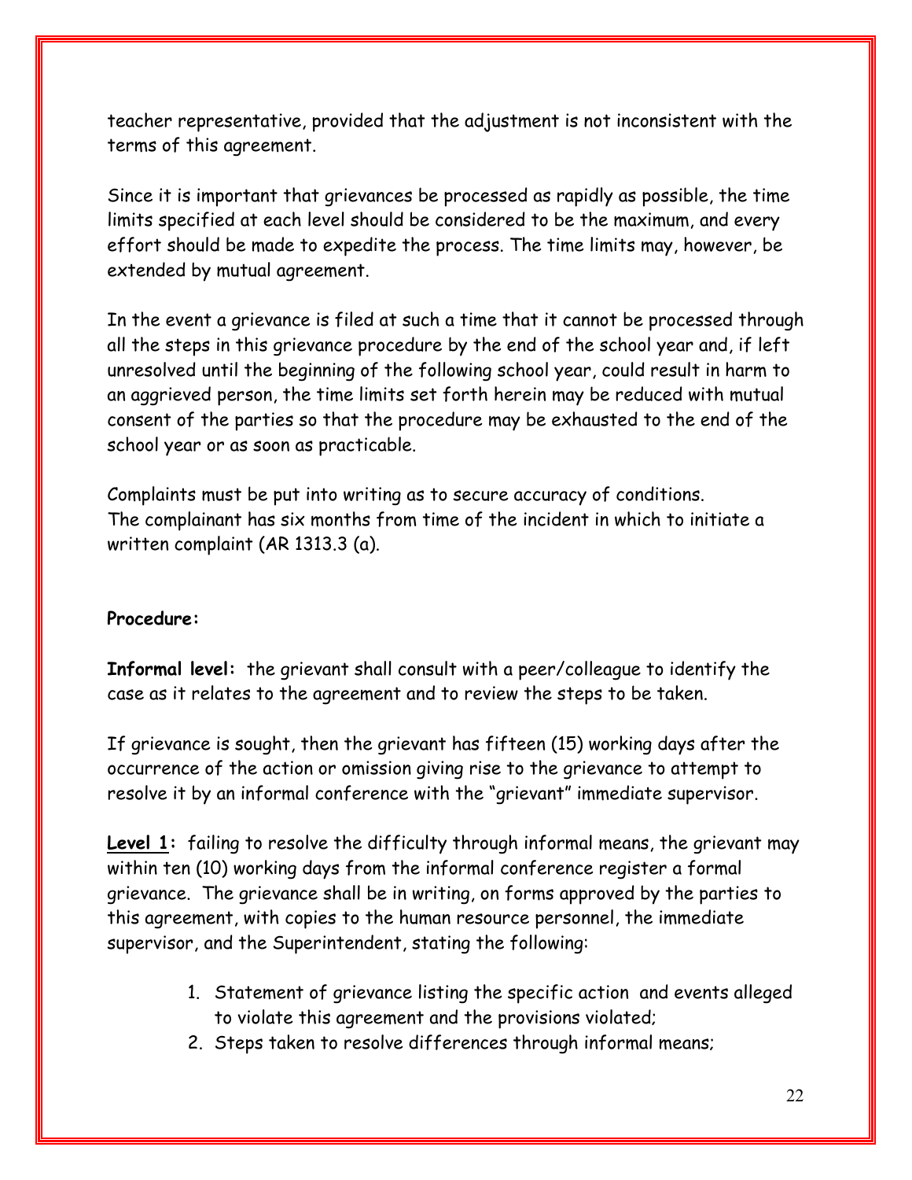teacher representative, provided that the adjustment is not inconsistent with the terms of this agreement.

Since it is important that grievances be processed as rapidly as possible, the time limits specified at each level should be considered to be the maximum, and every effort should be made to expedite the process. The time limits may, however, be extended by mutual agreement.

In the event a grievance is filed at such a time that it cannot be processed through all the steps in this grievance procedure by the end of the school year and, if left unresolved until the beginning of the following school year, could result in harm to an aggrieved person, the time limits set forth herein may be reduced with mutual consent of the parties so that the procedure may be exhausted to the end of the school year or as soon as practicable.

Complaints must be put into writing as to secure accuracy of conditions.
The complainant has six months from time of the incident in which to initiate a written complaint (AR 1313.3 (a).

**Procedure:**

**Informal level:** the grievant shall consult with a peer/colleague to identify the case as it relates to the agreement and to review the steps to be taken.

If grievance is sought, then the grievant has fifteen (15) working days after the occurrence of the action or omission giving rise to the grievance to attempt to resolve it by an informal conference with the "grievant" immediate supervisor.

**Level 1:** failing to resolve the difficulty through informal means, the grievant may within ten (10) working days from the informal conference register a formal grievance. The grievance shall be in writing, on forms approved by the parties to this agreement, with copies to the human resource personnel, the immediate supervisor, and the Superintendent, stating the following:

1. Statement of grievance listing the specific action and events alleged to violate this agreement and the provisions violated;
2. Steps taken to resolve differences through informal means;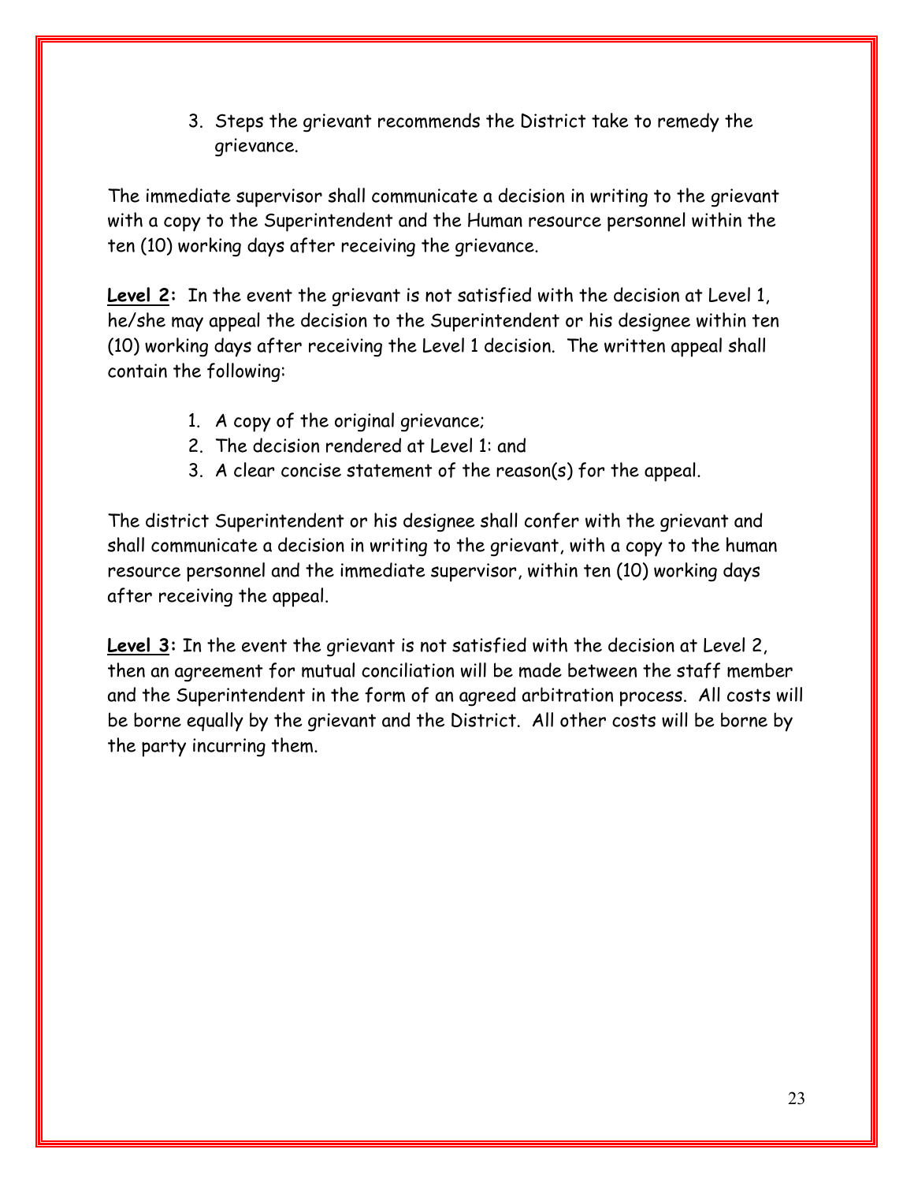3. Steps the grievant recommends the District take to remedy the grievance.

The immediate supervisor shall communicate a decision in writing to the grievant with a copy to the Superintendent and the Human resource personnel within the ten (10) working days after receiving the grievance.

**Level 2:** In the event the grievant is not satisfied with the decision at Level 1, he/she may appeal the decision to the Superintendent or his designee within ten (10) working days after receiving the Level 1 decision. The written appeal shall contain the following:

1. A copy of the original grievance;
2. The decision rendered at Level 1: and
3. A clear concise statement of the reason(s) for the appeal.

The district Superintendent or his designee shall confer with the grievant and shall communicate a decision in writing to the grievant, with a copy to the human resource personnel and the immediate supervisor, within ten (10) working days after receiving the appeal.

**Level 3:** In the event the grievant is not satisfied with the decision at Level 2, then an agreement for mutual conciliation will be made between the staff member and the Superintendent in the form of an agreed arbitration process. All costs will be borne equally by the grievant and the District. All other costs will be borne by the party incurring them.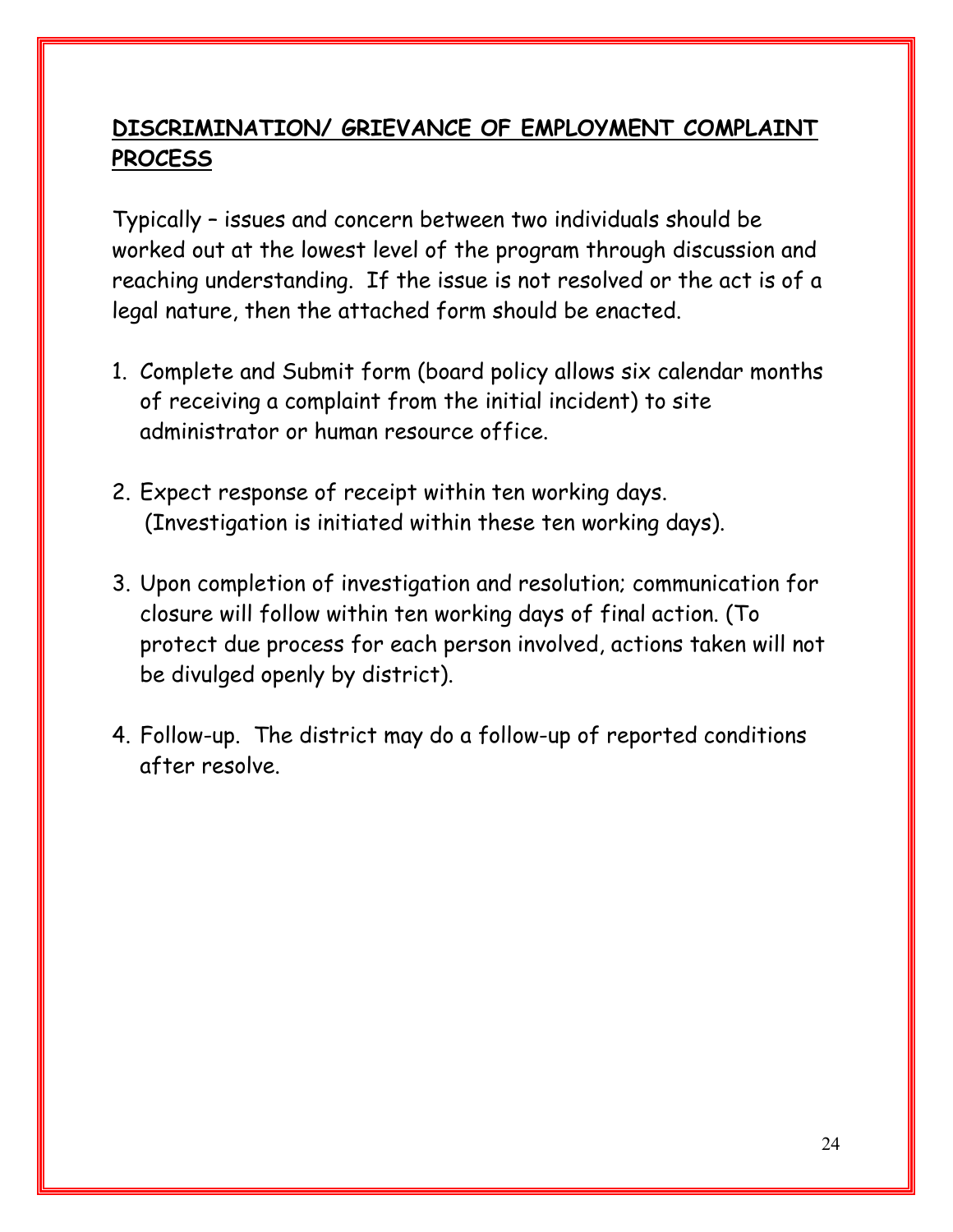## DISCRIMINATION/ GRIEVANCE OF EMPLOYMENT COMPLAINT PROCESS

Typically – issues and concern between two individuals should be worked out at the lowest level of the program through discussion and reaching understanding. If the issue is not resolved or the act is of a legal nature, then the attached form should be enacted.

1. Complete and Submit form (board policy allows six calendar months of receiving a complaint from the initial incident) to site administrator or human resource office.

2. Expect response of receipt within ten working days. (Investigation is initiated within these ten working days).

3. Upon completion of investigation and resolution; communication for closure will follow within ten working days of final action. (To protect due process for each person involved, actions taken will not be divulged openly by district).

4. Follow-up. The district may do a follow-up of reported conditions after resolve.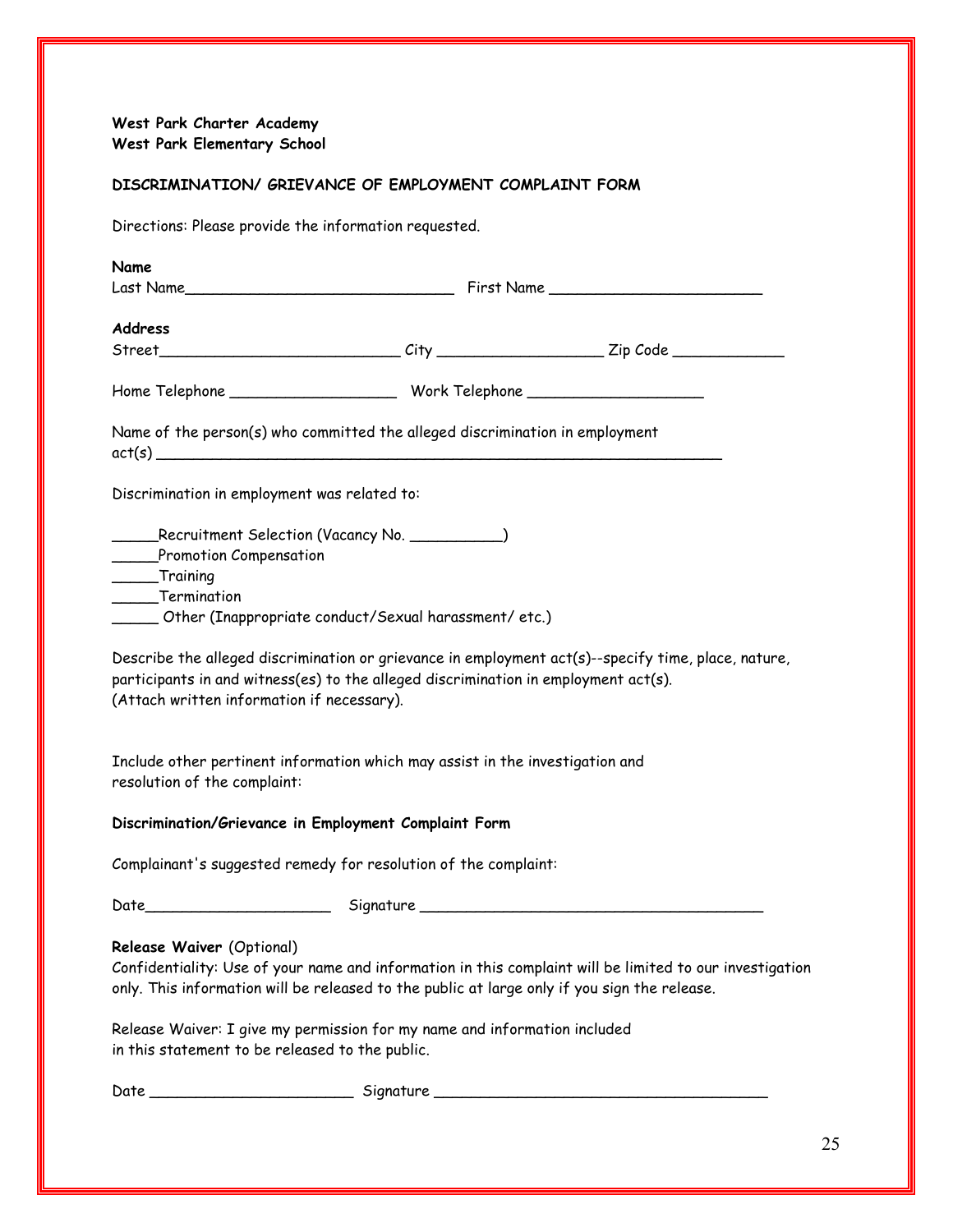**West Park Charter Academy**
**West Park Elementary School**

**DISCRIMINATION/ GRIEVANCE OF EMPLOYMENT COMPLAINT FORM**

Directions: Please provide the information requested.

**Name**
Last Name______________________________ First Name ________________________

**Address**
Street___________________________ City __________________ Zip Code ____________

Home Telephone ___________________ Work Telephone ____________________

Name of the person(s) who committed the alleged discrimination in employment act(s) ________________________________________________________________

Discrimination in employment was related to:

_____Recruitment Selection (Vacancy No. __________)
_____Promotion Compensation
_____Training
_____Termination
_____ Other (Inappropriate conduct/Sexual harassment/ etc.)

Describe the alleged discrimination or grievance in employment act(s)--specify time, place, nature, participants in and witness(es) to the alleged discrimination in employment act(s). (Attach written information if necessary).

Include other pertinent information which may assist in the investigation and resolution of the complaint:

**Discrimination/Grievance in Employment Complaint Form**

Complainant's suggested remedy for resolution of the complaint:

Date____________________ Signature _______________________________________

**Release Waiver** (Optional)
Confidentiality: Use of your name and information in this complaint will be limited to our investigation only. This information will be released to the public at large only if you sign the release.

Release Waiver: I give my permission for my name and information included in this statement to be released to the public.

Date ______________________ Signature _____________________________________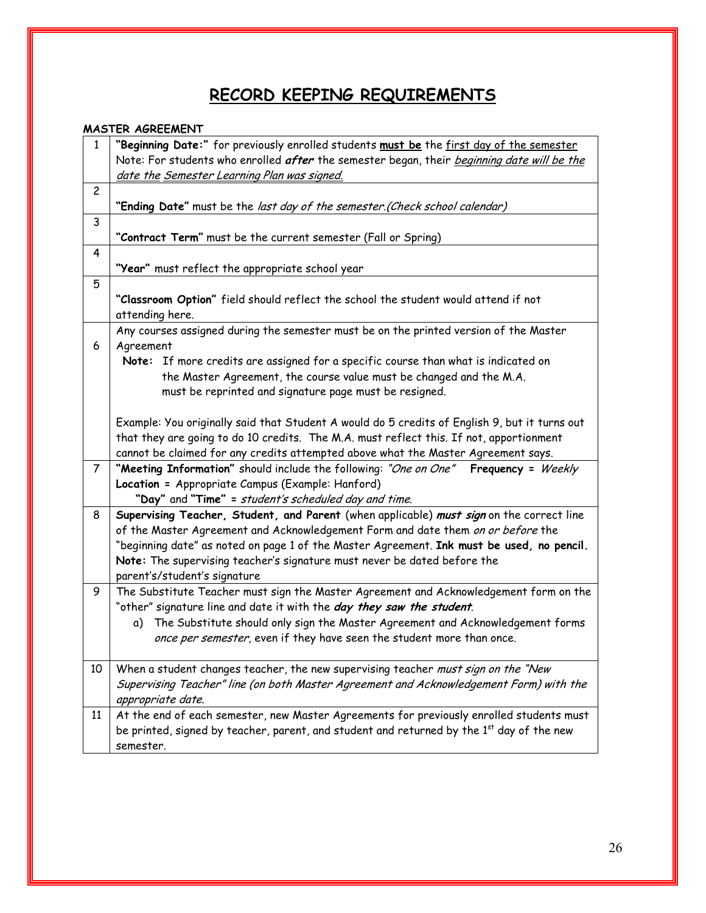# RECORD KEEPING REQUIREMENTS

**MASTER AGREEMENT**

| | |
|---|---|
| 1 | **"Beginning Date:"** for previously enrolled students **must be** the first day of the semester<br>Note: For students who enrolled ***after*** the semester began, their *beginning date will be the date the Semester Learning Plan was signed.* |
| 2 | **"Ending Date"** must be the *last day of the semester.(Check school calendar)* |
| 3 | **"Contract Term"** must be the current semester (Fall or Spring) |
| 4 | **"Year"** must reflect the appropriate school year |
| 5 | **"Classroom Option"** field should reflect the school the student would attend if not attending here. |
| 6 | Any courses assigned during the semester must be on the printed version of the Master Agreement<br>**Note:** If more credits are assigned for a specific course than what is indicated on the Master Agreement, the course value must be changed and the M.A. must be reprinted and signature page must be resigned.<br><br>Example: You originally said that Student A would do 5 credits of English 9, but it turns out that they are going to do 10 credits. The M.A. must reflect this. If not, apportionment cannot be claimed for any credits attempted above what the Master Agreement says. |
| 7 | **"Meeting Information"** should include the following: *"One on One"* **Frequency** = *Weekly*<br>**Location** = Appropriate Campus (Example: Hanford)<br>**"Day"** and **"Time"** = *student's scheduled day and time.* |
| 8 | **Supervising Teacher, Student, and Parent** (when applicable) ***must sign*** on the correct line of the Master Agreement and Acknowledgement Form and date them *on or before* the "beginning date" as noted on page 1 of the Master Agreement. **Ink must be used, no pencil.**<br>**Note:** The supervising teacher's signature must never be dated before the parent's/student's signature |
| 9 | The Substitute Teacher must sign the Master Agreement and Acknowledgement form on the "other" signature line and date it with the ***day they saw the student***.<br>a) The Substitute should only sign the Master Agreement and Acknowledgement forms *once per semester*, even if they have seen the student more than once. |
| 10 | When a student changes teacher, the new supervising teacher *must sign on the "New Supervising Teacher" line (on both Master Agreement and Acknowledgement Form) with the appropriate date.* |
| 11 | At the end of each semester, new Master Agreements for previously enrolled students must be printed, signed by teacher, parent, and student and returned by the 1st day of the new semester. |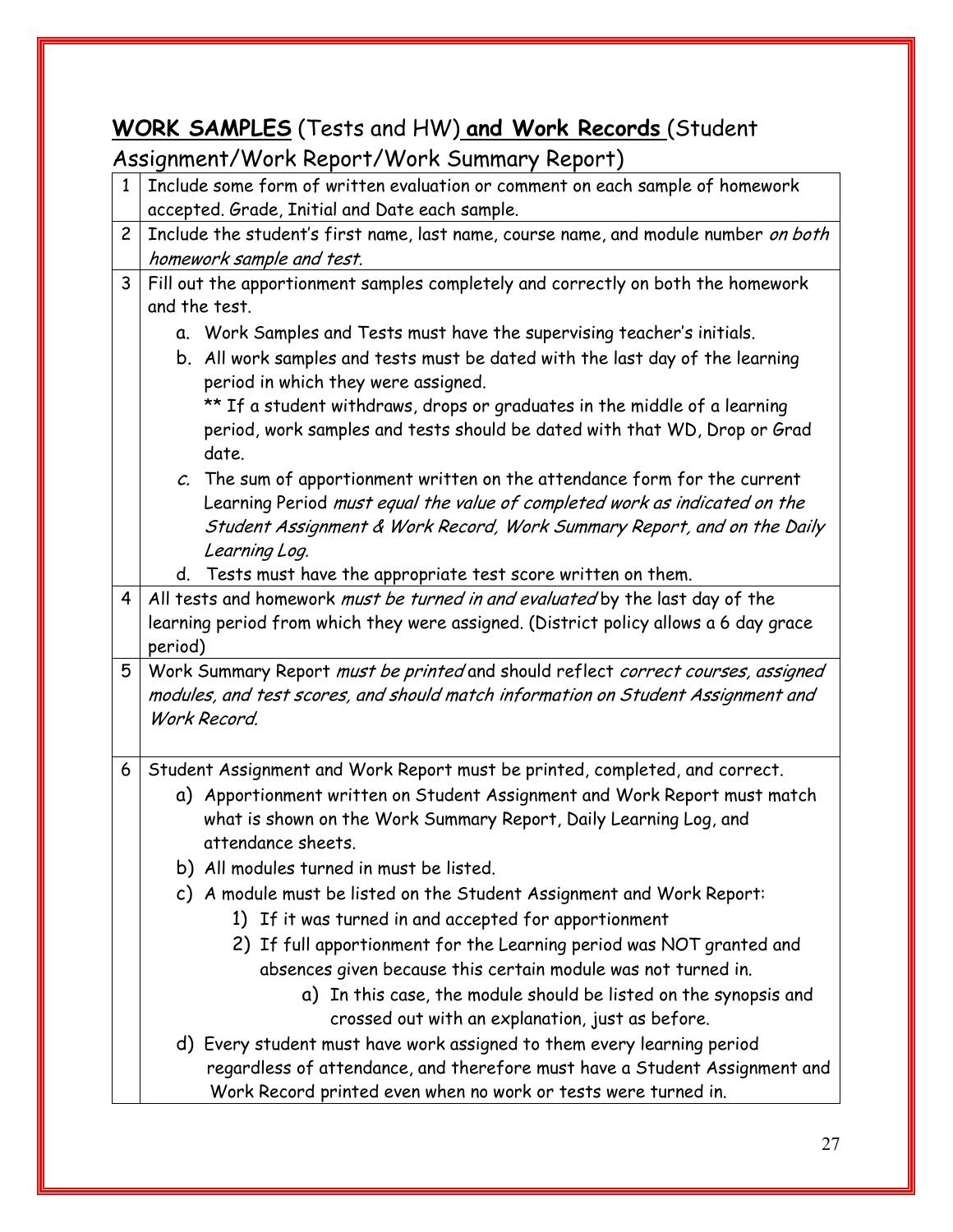## **WORK SAMPLES** (Tests and HW) **and Work Records** (Student Assignment/Work Report/Work Summary Report)

| | |
|---|---|
| 1 | Include some form of written evaluation or comment on each sample of homework accepted. Grade, Initial and Date each sample. |
| 2 | Include the student's first name, last name, course name, and module number *on both homework sample and test.* |
| 3 | Fill out the apportionment samples completely and correctly on both the homework and the test.<br>a. Work Samples and Tests must have the supervising teacher's initials.<br>b. All work samples and tests must be dated with the last day of the learning period in which they were assigned.<br>** If a student withdraws, drops or graduates in the middle of a learning period, work samples and tests should be dated with that WD, Drop or Grad date.<br>c. The sum of apportionment written on the attendance form for the current Learning Period *must equal the value of completed work as indicated on the Student Assignment & Work Record, Work Summary Report, and on the Daily Learning Log.*<br>d. Tests must have the appropriate test score written on them. |
| 4 | All tests and homework *must be turned in and evaluated* by the last day of the learning period from which they were assigned. (District policy allows a 6 day grace period) |
| 5 | Work Summary Report *must be printed* and should reflect *correct courses, assigned modules, and test scores, and should match information on Student Assignment and Work Record.* |
| 6 | Student Assignment and Work Report must be printed, completed, and correct.<br>a) Apportionment written on Student Assignment and Work Report must match what is shown on the Work Summary Report, Daily Learning Log, and attendance sheets.<br>b) All modules turned in must be listed.<br>c) A module must be listed on the Student Assignment and Work Report:<br>1) If it was turned in and accepted for apportionment<br>2) If full apportionment for the Learning period was NOT granted and absences given because this certain module was not turned in.<br>a) In this case, the module should be listed on the synopsis and crossed out with an explanation, just as before.<br>d) Every student must have work assigned to them every learning period regardless of attendance, and therefore must have a Student Assignment and Work Record printed even when no work or tests were turned in. |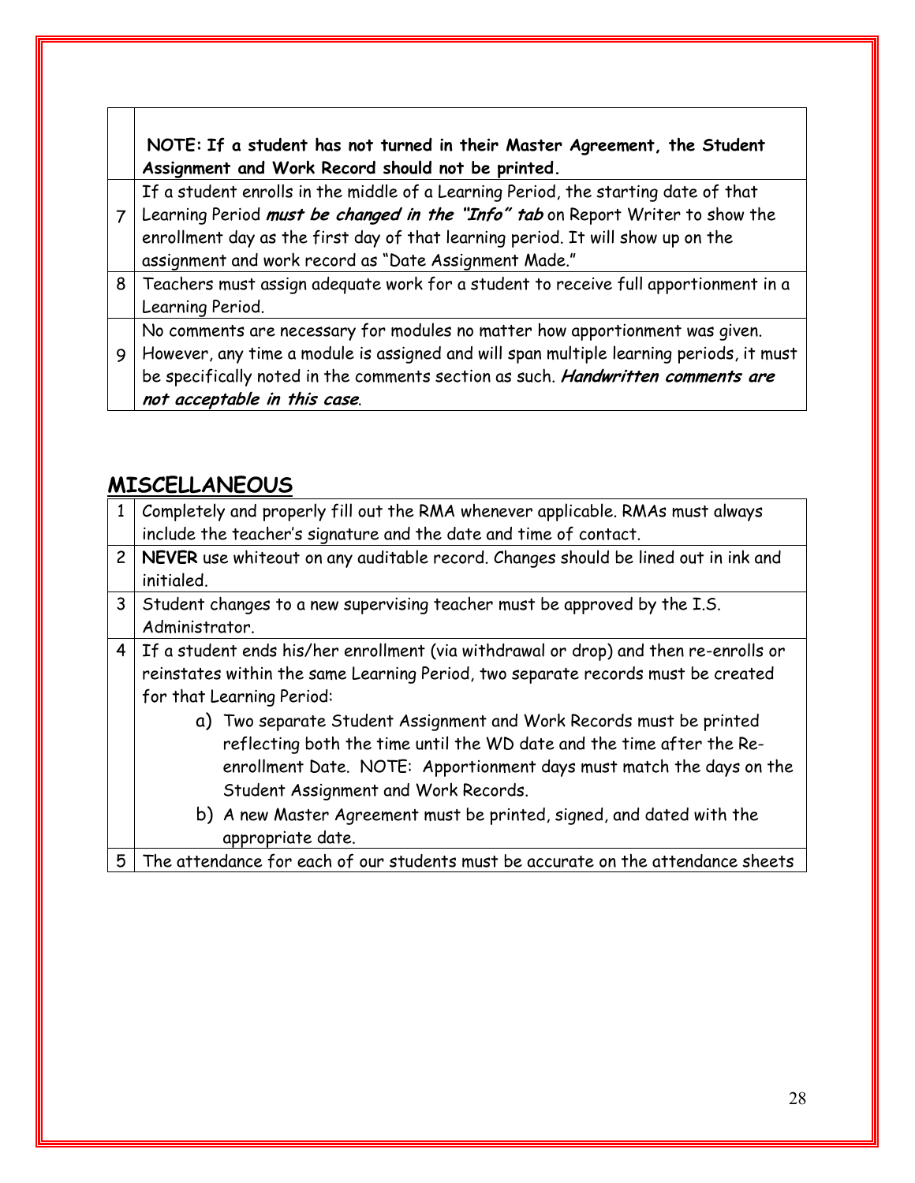| | |
|---|---|
| | **NOTE: If a student has not turned in their Master Agreement, the Student Assignment and Work Record should not be printed.** |
| 7 | If a student enrolls in the middle of a Learning Period, the starting date of that Learning Period ***must be changed in the "Info" tab*** on Report Writer to show the enrollment day as the first day of that learning period. It will show up on the assignment and work record as "Date Assignment Made." |
| 8 | Teachers must assign adequate work for a student to receive full apportionment in a Learning Period. |
| 9 | No comments are necessary for modules no matter how apportionment was given. However, any time a module is assigned and will span multiple learning periods, it must be specifically noted in the comments section as such. ***Handwritten comments are not acceptable in this case***. |

## MISCELLANEOUS

| | |
|---|---|
| 1 | Completely and properly fill out the RMA whenever applicable. RMAs must always include the teacher's signature and the date and time of contact. |
| 2 | **NEVER** use whiteout on any auditable record. Changes should be lined out in ink and initialed. |
| 3 | Student changes to a new supervising teacher must be approved by the I.S. Administrator. |
| 4 | If a student ends his/her enrollment (via withdrawal or drop) and then re-enrolls or reinstates within the same Learning Period, two separate records must be created for that Learning Period:<br>a) Two separate Student Assignment and Work Records must be printed reflecting both the time until the WD date and the time after the Re-enrollment Date. NOTE: Apportionment days must match the days on the Student Assignment and Work Records.<br>b) A new Master Agreement must be printed, signed, and dated with the appropriate date. |
| 5 | The attendance for each of our students must be accurate on the attendance sheets |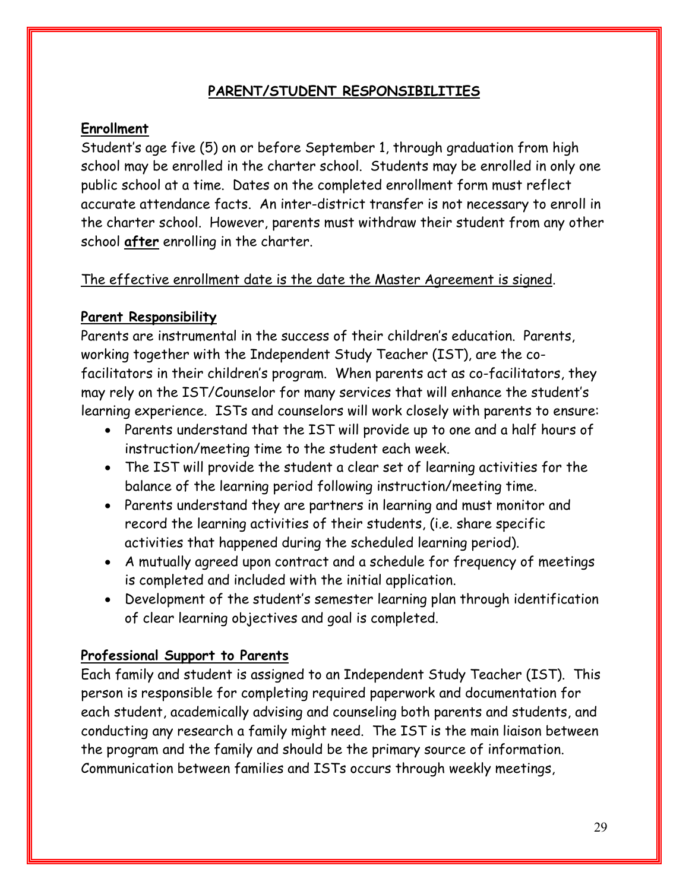## PARENT/STUDENT RESPONSIBILITIES

### Enrollment

Student's age five (5) on or before September 1, through graduation from high school may be enrolled in the charter school. Students may be enrolled in only one public school at a time. Dates on the completed enrollment form must reflect accurate attendance facts. An inter-district transfer is not necessary to enroll in the charter school. However, parents must withdraw their student from any other school **after** enrolling in the charter.

The effective enrollment date is the date the Master Agreement is signed.

### Parent Responsibility

Parents are instrumental in the success of their children's education. Parents, working together with the Independent Study Teacher (IST), are the co-facilitators in their children's program. When parents act as co-facilitators, they may rely on the IST/Counselor for many services that will enhance the student's learning experience. ISTs and counselors will work closely with parents to ensure:

- Parents understand that the IST will provide up to one and a half hours of instruction/meeting time to the student each week.
- The IST will provide the student a clear set of learning activities for the balance of the learning period following instruction/meeting time.
- Parents understand they are partners in learning and must monitor and record the learning activities of their students, (i.e. share specific activities that happened during the scheduled learning period).
- A mutually agreed upon contract and a schedule for frequency of meetings is completed and included with the initial application.
- Development of the student's semester learning plan through identification of clear learning objectives and goal is completed.

### Professional Support to Parents

Each family and student is assigned to an Independent Study Teacher (IST). This person is responsible for completing required paperwork and documentation for each student, academically advising and counseling both parents and students, and conducting any research a family might need. The IST is the main liaison between the program and the family and should be the primary source of information. Communication between families and ISTs occurs through weekly meetings,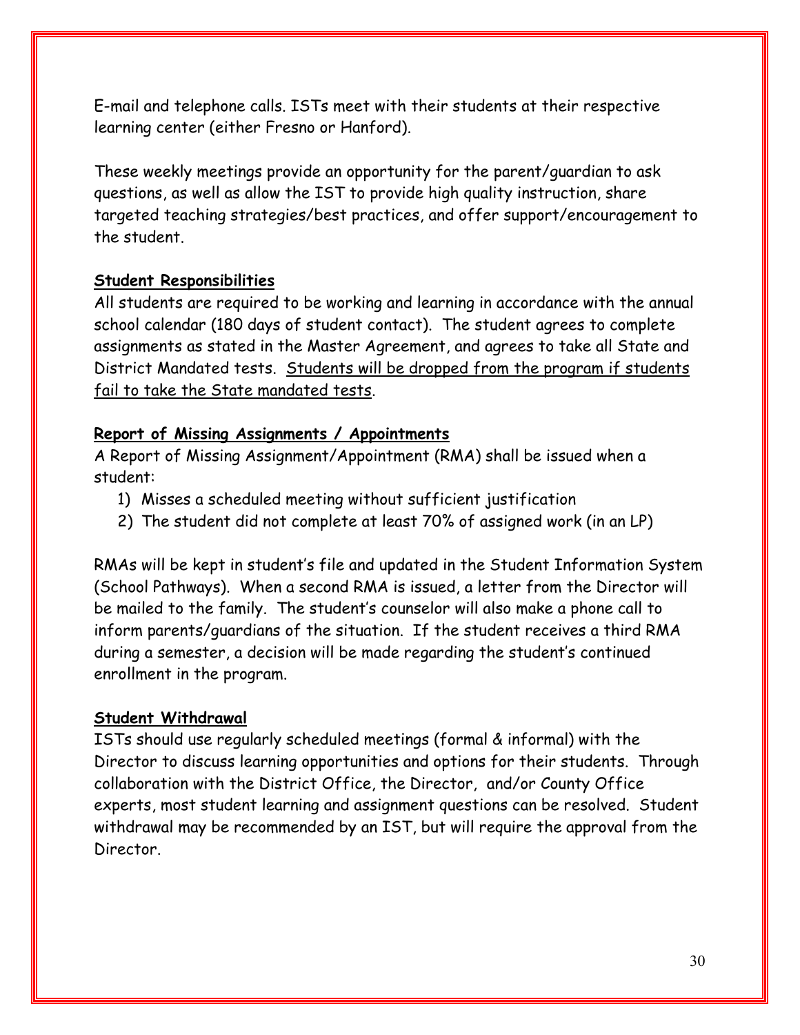E-mail and telephone calls. ISTs meet with their students at their respective learning center (either Fresno or Hanford).

These weekly meetings provide an opportunity for the parent/guardian to ask questions, as well as allow the IST to provide high quality instruction, share targeted teaching strategies/best practices, and offer support/encouragement to the student.

**Student Responsibilities**

All students are required to be working and learning in accordance with the annual school calendar (180 days of student contact). The student agrees to complete assignments as stated in the Master Agreement, and agrees to take all State and District Mandated tests. Students will be dropped from the program if students fail to take the State mandated tests.

**Report of Missing Assignments / Appointments**

A Report of Missing Assignment/Appointment (RMA) shall be issued when a student:

1) Misses a scheduled meeting without sufficient justification
2) The student did not complete at least 70% of assigned work (in an LP)

RMAs will be kept in student's file and updated in the Student Information System (School Pathways). When a second RMA is issued, a letter from the Director will be mailed to the family. The student's counselor will also make a phone call to inform parents/guardians of the situation. If the student receives a third RMA during a semester, a decision will be made regarding the student's continued enrollment in the program.

**Student Withdrawal**

ISTs should use regularly scheduled meetings (formal & informal) with the Director to discuss learning opportunities and options for their students. Through collaboration with the District Office, the Director, and/or County Office experts, most student learning and assignment questions can be resolved. Student withdrawal may be recommended by an IST, but will require the approval from the Director.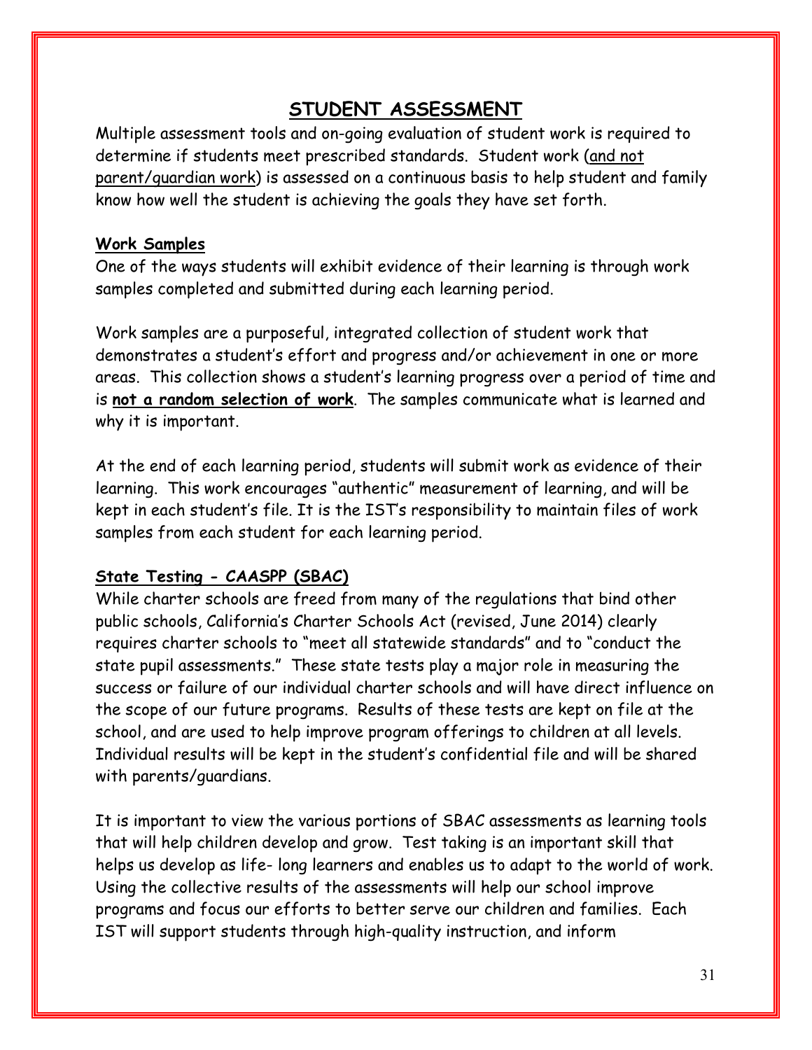# STUDENT ASSESSMENT

Multiple assessment tools and on-going evaluation of student work is required to determine if students meet prescribed standards. Student work (and not parent/guardian work) is assessed on a continuous basis to help student and family know how well the student is achieving the goals they have set forth.

### Work Samples

One of the ways students will exhibit evidence of their learning is through work samples completed and submitted during each learning period.

Work samples are a purposeful, integrated collection of student work that demonstrates a student's effort and progress and/or achievement in one or more areas. This collection shows a student's learning progress over a period of time and is **not a random selection of work**. The samples communicate what is learned and why it is important.

At the end of each learning period, students will submit work as evidence of their learning. This work encourages "authentic" measurement of learning, and will be kept in each student's file. It is the IST's responsibility to maintain files of work samples from each student for each learning period.

### State Testing - CAASPP (SBAC)

While charter schools are freed from many of the regulations that bind other public schools, California's Charter Schools Act (revised, June 2014) clearly requires charter schools to "meet all statewide standards" and to "conduct the state pupil assessments." These state tests play a major role in measuring the success or failure of our individual charter schools and will have direct influence on the scope of our future programs. Results of these tests are kept on file at the school, and are used to help improve program offerings to children at all levels. Individual results will be kept in the student's confidential file and will be shared with parents/guardians.

It is important to view the various portions of SBAC assessments as learning tools that will help children develop and grow. Test taking is an important skill that helps us develop as life- long learners and enables us to adapt to the world of work. Using the collective results of the assessments will help our school improve programs and focus our efforts to better serve our children and families. Each IST will support students through high-quality instruction, and inform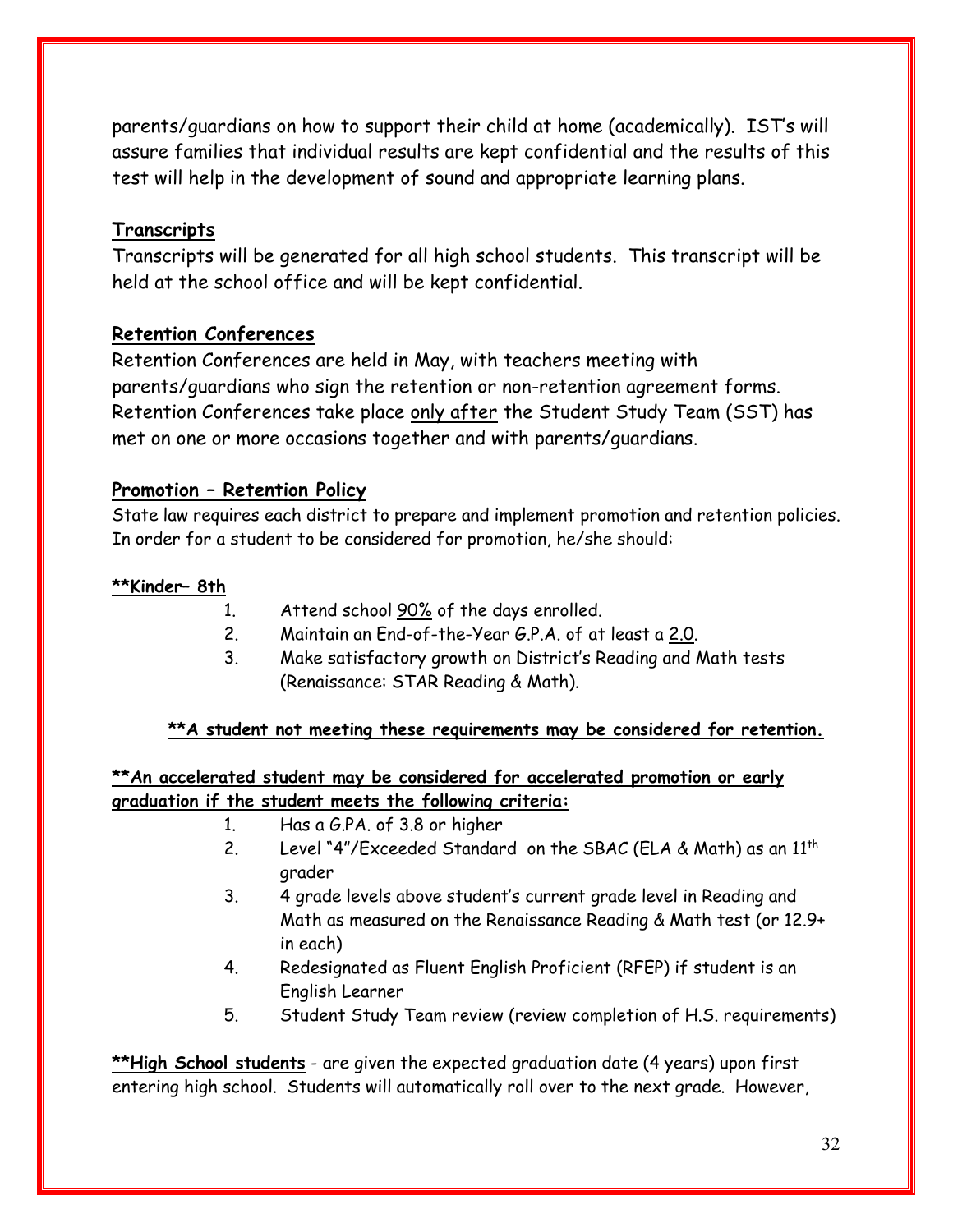parents/guardians on how to support their child at home (academically). IST's will assure families that individual results are kept confidential and the results of this test will help in the development of sound and appropriate learning plans.

**Transcripts**

Transcripts will be generated for all high school students. This transcript will be held at the school office and will be kept confidential.

**Retention Conferences**

Retention Conferences are held in May, with teachers meeting with parents/guardians who sign the retention or non-retention agreement forms. Retention Conferences take place only after the Student Study Team (SST) has met on one or more occasions together and with parents/guardians.

**Promotion – Retention Policy**

State law requires each district to prepare and implement promotion and retention policies. In order for a student to be considered for promotion, he/she should:

**\*\*Kinder– 8th**

1. Attend school 90% of the days enrolled.
2. Maintain an End-of-the-Year G.P.A. of at least a 2.0.
3. Make satisfactory growth on District's Reading and Math tests (Renaissance: STAR Reading & Math).

**\*\*A student not meeting these requirements may be considered for retention.**

**\*\*An accelerated student may be considered for accelerated promotion or early graduation if the student meets the following criteria:**

1. Has a G.PA. of 3.8 or higher
2. Level "4"/Exceeded Standard on the SBAC (ELA & Math) as an 11th grader
3. 4 grade levels above student's current grade level in Reading and Math as measured on the Renaissance Reading & Math test (or 12.9+ in each)
4. Redesignated as Fluent English Proficient (RFEP) if student is an English Learner
5. Student Study Team review (review completion of H.S. requirements)

**\*\*High School students** - are given the expected graduation date (4 years) upon first entering high school. Students will automatically roll over to the next grade. However,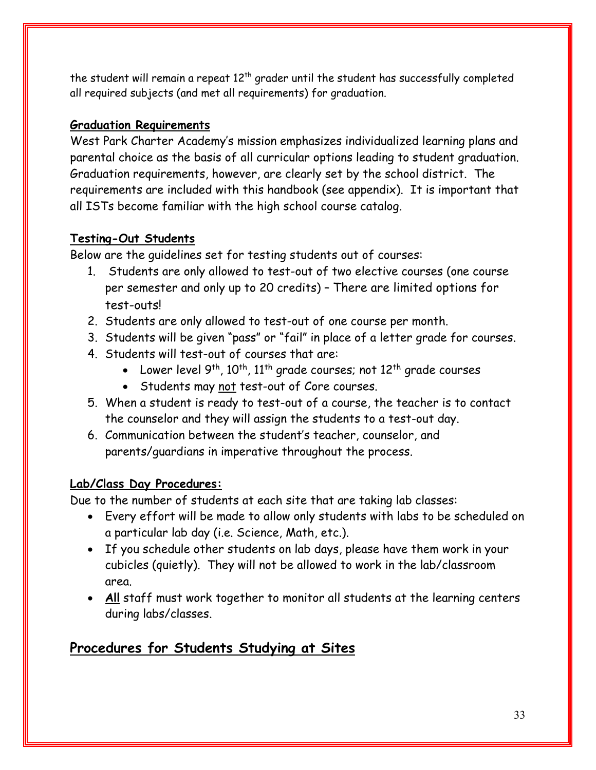the student will remain a repeat 12th grader until the student has successfully completed all required subjects (and met all requirements) for graduation.

**Graduation Requirements**

West Park Charter Academy's mission emphasizes individualized learning plans and parental choice as the basis of all curricular options leading to student graduation. Graduation requirements, however, are clearly set by the school district. The requirements are included with this handbook (see appendix). It is important that all ISTs become familiar with the high school course catalog.

**Testing-Out Students**

Below are the guidelines set for testing students out of courses:

1. Students are only allowed to test-out of two elective courses (one course per semester and only up to 20 credits) – There are limited options for test-outs!
2. Students are only allowed to test-out of one course per month.
3. Students will be given "pass" or "fail" in place of a letter grade for courses.
4. Students will test-out of courses that are:
   - Lower level 9th, 10th, 11th grade courses; not 12th grade courses
   - Students may not test-out of Core courses.
5. When a student is ready to test-out of a course, the teacher is to contact the counselor and they will assign the students to a test-out day.
6. Communication between the student's teacher, counselor, and parents/guardians in imperative throughout the process.

**Lab/Class Day Procedures:**

Due to the number of students at each site that are taking lab classes:

- Every effort will be made to allow only students with labs to be scheduled on a particular lab day (i.e. Science, Math, etc.).
- If you schedule other students on lab days, please have them work in your cubicles (quietly). They will not be allowed to work in the lab/classroom area.
- **All** staff must work together to monitor all students at the learning centers during labs/classes.

## Procedures for Students Studying at Sites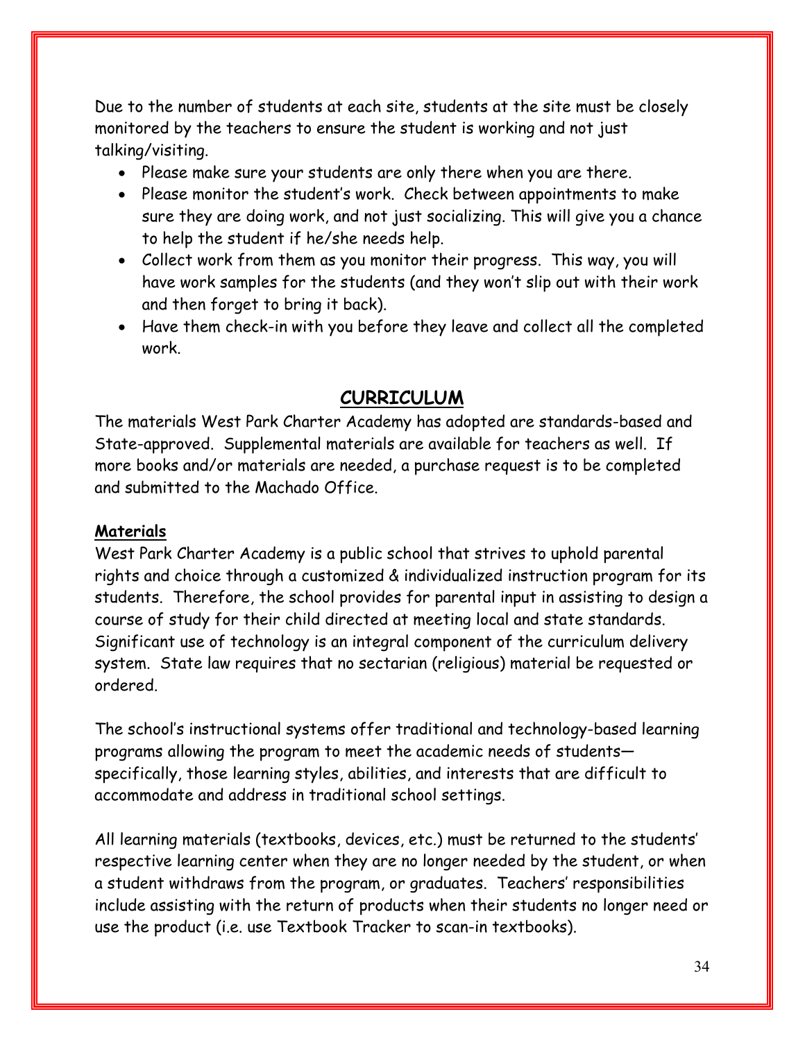Due to the number of students at each site, students at the site must be closely monitored by the teachers to ensure the student is working and not just talking/visiting.

- Please make sure your students are only there when you are there.
- Please monitor the student's work. Check between appointments to make sure they are doing work, and not just socializing. This will give you a chance to help the student if he/she needs help.
- Collect work from them as you monitor their progress. This way, you will have work samples for the students (and they won't slip out with their work and then forget to bring it back).
- Have them check-in with you before they leave and collect all the completed work.

## CURRICULUM

The materials West Park Charter Academy has adopted are standards-based and State-approved. Supplemental materials are available for teachers as well. If more books and/or materials are needed, a purchase request is to be completed and submitted to the Machado Office.

### Materials

West Park Charter Academy is a public school that strives to uphold parental rights and choice through a customized & individualized instruction program for its students. Therefore, the school provides for parental input in assisting to design a course of study for their child directed at meeting local and state standards. Significant use of technology is an integral component of the curriculum delivery system. State law requires that no sectarian (religious) material be requested or ordered.

The school's instructional systems offer traditional and technology-based learning programs allowing the program to meet the academic needs of students—specifically, those learning styles, abilities, and interests that are difficult to accommodate and address in traditional school settings.

All learning materials (textbooks, devices, etc.) must be returned to the students' respective learning center when they are no longer needed by the student, or when a student withdraws from the program, or graduates. Teachers' responsibilities include assisting with the return of products when their students no longer need or use the product (i.e. use Textbook Tracker to scan-in textbooks).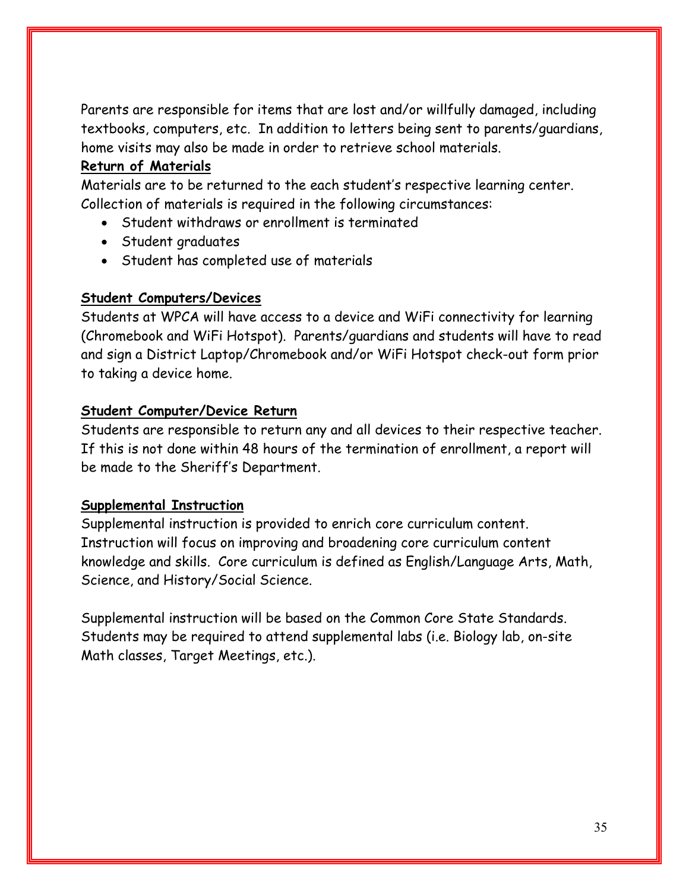Parents are responsible for items that are lost and/or willfully damaged, including textbooks, computers, etc. In addition to letters being sent to parents/guardians, home visits may also be made in order to retrieve school materials.

**Return of Materials**

Materials are to be returned to the each student's respective learning center. Collection of materials is required in the following circumstances:

- Student withdraws or enrollment is terminated
- Student graduates
- Student has completed use of materials

**Student Computers/Devices**

Students at WPCA will have access to a device and WiFi connectivity for learning (Chromebook and WiFi Hotspot). Parents/guardians and students will have to read and sign a District Laptop/Chromebook and/or WiFi Hotspot check-out form prior to taking a device home.

**Student Computer/Device Return**

Students are responsible to return any and all devices to their respective teacher. If this is not done within 48 hours of the termination of enrollment, a report will be made to the Sheriff's Department.

**Supplemental Instruction**

Supplemental instruction is provided to enrich core curriculum content. Instruction will focus on improving and broadening core curriculum content knowledge and skills. Core curriculum is defined as English/Language Arts, Math, Science, and History/Social Science.

Supplemental instruction will be based on the Common Core State Standards. Students may be required to attend supplemental labs (i.e. Biology lab, on-site Math classes, Target Meetings, etc.).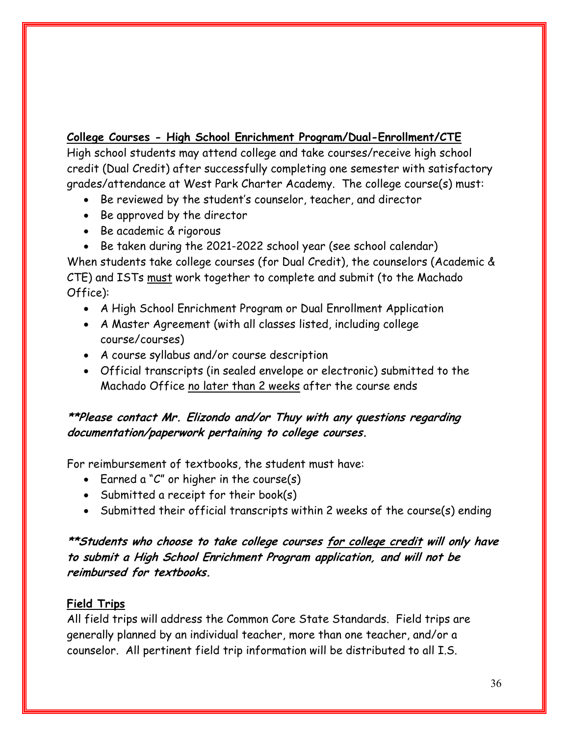**College Courses - High School Enrichment Program/Dual-Enrollment/CTE**

High school students may attend college and take courses/receive high school credit (Dual Credit) after successfully completing one semester with satisfactory grades/attendance at West Park Charter Academy. The college course(s) must:

- Be reviewed by the student's counselor, teacher, and director
- Be approved by the director
- Be academic & rigorous
- Be taken during the 2021-2022 school year (see school calendar)

When students take college courses (for Dual Credit), the counselors (Academic & CTE) and ISTs must work together to complete and submit (to the Machado Office):

- A High School Enrichment Program or Dual Enrollment Application
- A Master Agreement (with all classes listed, including college course/courses)
- A course syllabus and/or course description
- Official transcripts (in sealed envelope or electronic) submitted to the Machado Office no later than 2 weeks after the course ends

***\*\*Please contact Mr. Elizondo and/or Thuy with any questions regarding documentation/paperwork pertaining to college courses.***

For reimbursement of textbooks, the student must have:

- Earned a "C" or higher in the course(s)
- Submitted a receipt for their book(s)
- Submitted their official transcripts within 2 weeks of the course(s) ending

***\*\*Students who choose to take college courses for college credit will only have to submit a High School Enrichment Program application, and will not be reimbursed for textbooks.***

**Field Trips**

All field trips will address the Common Core State Standards. Field trips are generally planned by an individual teacher, more than one teacher, and/or a counselor. All pertinent field trip information will be distributed to all I.S.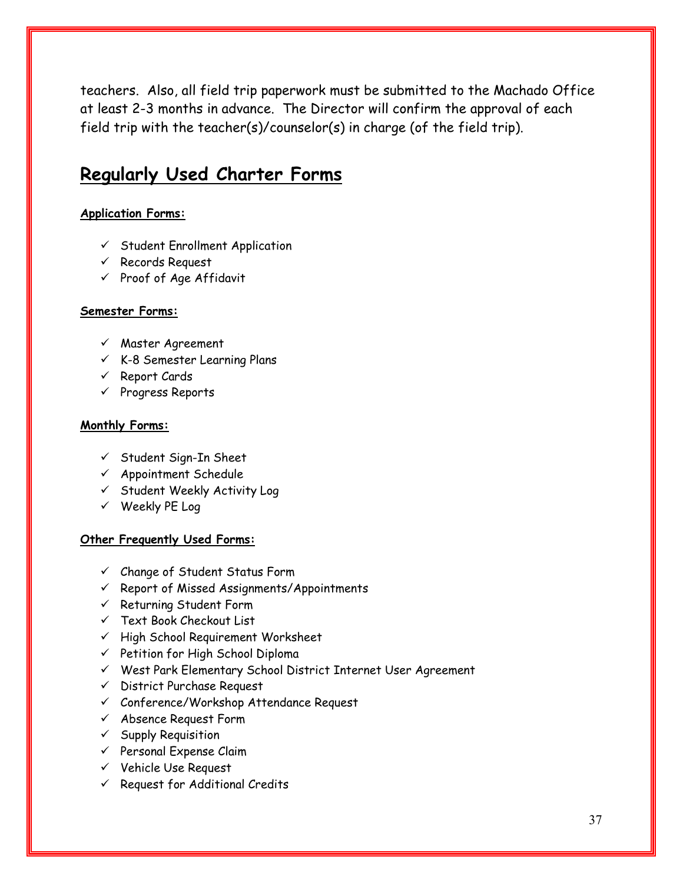teachers. Also, all field trip paperwork must be submitted to the Machado Office at least 2-3 months in advance. The Director will confirm the approval of each field trip with the teacher(s)/counselor(s) in charge (of the field trip).

## Regularly Used Charter Forms

**Application Forms:**

- ✓ Student Enrollment Application
- ✓ Records Request
- ✓ Proof of Age Affidavit

**Semester Forms:**

- ✓ Master Agreement
- ✓ K-8 Semester Learning Plans
- ✓ Report Cards
- ✓ Progress Reports

**Monthly Forms:**

- ✓ Student Sign-In Sheet
- ✓ Appointment Schedule
- ✓ Student Weekly Activity Log
- ✓ Weekly PE Log

**Other Frequently Used Forms:**

- ✓ Change of Student Status Form
- ✓ Report of Missed Assignments/Appointments
- ✓ Returning Student Form
- ✓ Text Book Checkout List
- ✓ High School Requirement Worksheet
- ✓ Petition for High School Diploma
- ✓ West Park Elementary School District Internet User Agreement
- ✓ District Purchase Request
- ✓ Conference/Workshop Attendance Request
- ✓ Absence Request Form
- ✓ Supply Requisition
- ✓ Personal Expense Claim
- ✓ Vehicle Use Request
- ✓ Request for Additional Credits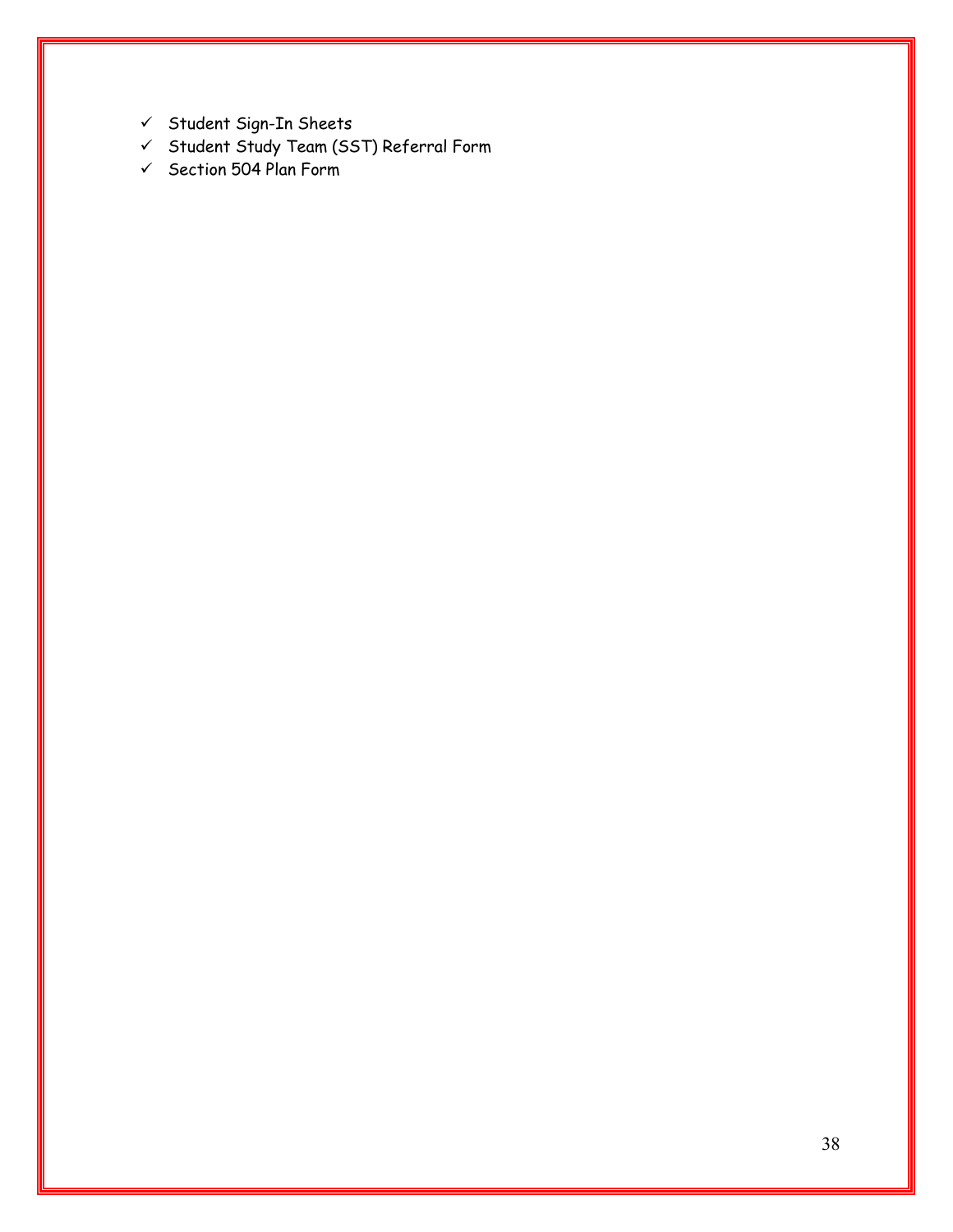- ✓ Student Sign-In Sheets
- ✓ Student Study Team (SST) Referral Form
- ✓ Section 504 Plan Form